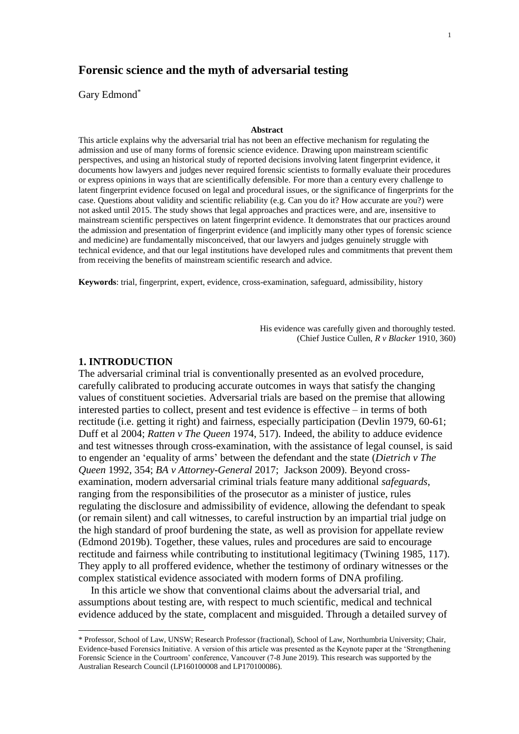# Forensic science and the myth of adversarial testing

Gary Edmond*

**Abstract**

This article explains why the adversarial trial has not been an effective mechanism for regulating the admission and use of many forms of forensic science evidence. Drawing upon mainstream scientific perspectives, and using an historical study of reported decisions involving latent fingerprint evidence, it documents how lawyers and judges never required forensic scientists to formally evaluate their procedures or express opinions in ways that are scientifically defensible. For more than a century every challenge to latent fingerprint evidence focused on legal and procedural issues, or the significance of fingerprints for the case. Questions about validity and scientific reliability (e.g. Can you do it? How accurate are you?) were not asked until 2015. The study shows that legal approaches and practices were, and are, insensitive to mainstream scientific perspectives on latent fingerprint evidence. It demonstrates that our practices around the admission and presentation of fingerprint evidence (and implicitly many other types of forensic science and medicine) are fundamentally misconceived, that our lawyers and judges genuinely struggle with technical evidence, and that our legal institutions have developed rules and commitments that prevent them from receiving the benefits of mainstream scientific research and advice.

**Keywords**: trial, fingerprint, expert, evidence, cross-examination, safeguard, admissibility, history

> His evidence was carefully given and thoroughly tested.
> (Chief Justice Cullen, *R v Blacker* 1910, 360)

## 1. INTRODUCTION

The adversarial criminal trial is conventionally presented as an evolved procedure, carefully calibrated to producing accurate outcomes in ways that satisfy the changing values of constituent societies. Adversarial trials are based on the premise that allowing interested parties to collect, present and test evidence is effective – in terms of both rectitude (i.e. getting it right) and fairness, especially participation (Devlin 1979, 60-61; Duff et al 2004; *Ratten v The Queen* 1974, 517). Indeed, the ability to adduce evidence and test witnesses through cross-examination, with the assistance of legal counsel, is said to engender an 'equality of arms' between the defendant and the state (*Dietrich v The Queen* 1992, 354; *BA v Attorney-General* 2017; Jackson 2009). Beyond cross-examination, modern adversarial criminal trials feature many additional *safeguards*, ranging from the responsibilities of the prosecutor as a minister of justice, rules regulating the disclosure and admissibility of evidence, allowing the defendant to speak (or remain silent) and call witnesses, to careful instruction by an impartial trial judge on the high standard of proof burdening the state, as well as provision for appellate review (Edmond 2019b). Together, these values, rules and procedures are said to encourage rectitude and fairness while contributing to institutional legitimacy (Twining 1985, 117). They apply to all proffered evidence, whether the testimony of ordinary witnesses or the complex statistical evidence associated with modern forms of DNA profiling.

In this article we show that conventional claims about the adversarial trial, and assumptions about testing are, with respect to much scientific, medical and technical evidence adduced by the state, complacent and misguided. Through a detailed survey of

---

\* Professor, School of Law, UNSW; Research Professor (fractional), School of Law, Northumbria University; Chair, Evidence-based Forensics Initiative. A version of this article was presented as the Keynote paper at the 'Strengthening Forensic Science in the Courtroom' conference, Vancouver (7-8 June 2019). This research was supported by the Australian Research Council (LP160100008 and LP170100086).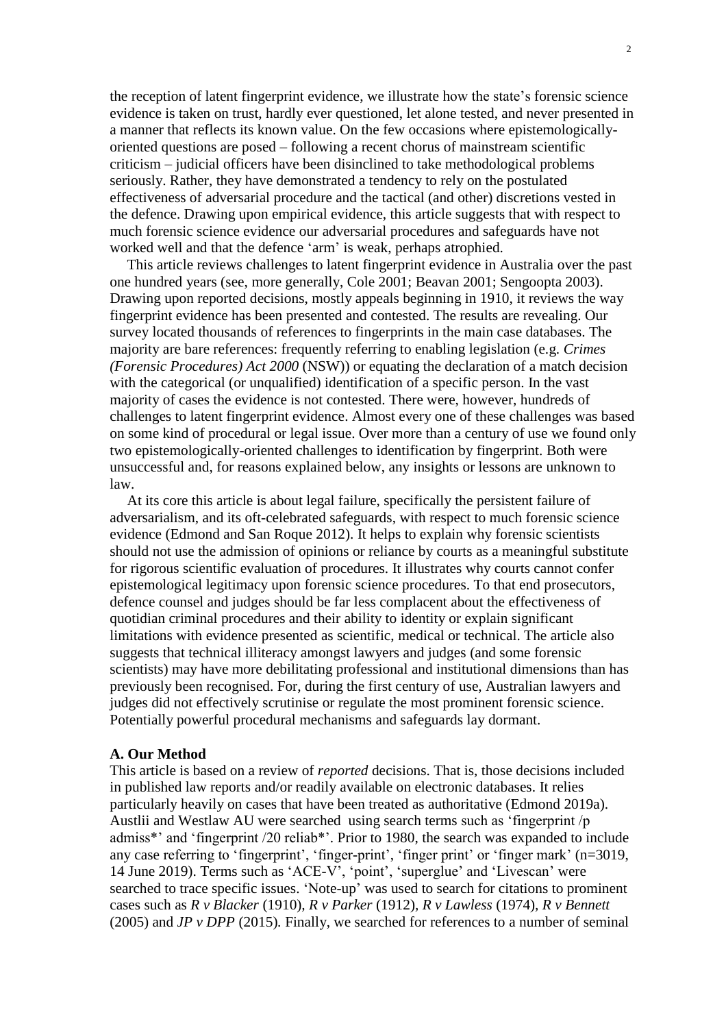the reception of latent fingerprint evidence, we illustrate how the state's forensic science evidence is taken on trust, hardly ever questioned, let alone tested, and never presented in a manner that reflects its known value. On the few occasions where epistemologically-oriented questions are posed – following a recent chorus of mainstream scientific criticism – judicial officers have been disinclined to take methodological problems seriously. Rather, they have demonstrated a tendency to rely on the postulated effectiveness of adversarial procedure and the tactical (and other) discretions vested in the defence. Drawing upon empirical evidence, this article suggests that with respect to much forensic science evidence our adversarial procedures and safeguards have not worked well and that the defence 'arm' is weak, perhaps atrophied.

This article reviews challenges to latent fingerprint evidence in Australia over the past one hundred years (see, more generally, Cole 2001; Beavan 2001; Sengoopta 2003). Drawing upon reported decisions, mostly appeals beginning in 1910, it reviews the way fingerprint evidence has been presented and contested. The results are revealing. Our survey located thousands of references to fingerprints in the main case databases. The majority are bare references: frequently referring to enabling legislation (e.g. *Crimes (Forensic Procedures) Act 2000* (NSW)) or equating the declaration of a match decision with the categorical (or unqualified) identification of a specific person. In the vast majority of cases the evidence is not contested. There were, however, hundreds of challenges to latent fingerprint evidence. Almost every one of these challenges was based on some kind of procedural or legal issue. Over more than a century of use we found only two epistemologically-oriented challenges to identification by fingerprint. Both were unsuccessful and, for reasons explained below, any insights or lessons are unknown to law.

At its core this article is about legal failure, specifically the persistent failure of adversarialism, and its oft-celebrated safeguards, with respect to much forensic science evidence (Edmond and San Roque 2012). It helps to explain why forensic scientists should not use the admission of opinions or reliance by courts as a meaningful substitute for rigorous scientific evaluation of procedures. It illustrates why courts cannot confer epistemological legitimacy upon forensic science procedures. To that end prosecutors, defence counsel and judges should be far less complacent about the effectiveness of quotidian criminal procedures and their ability to identity or explain significant limitations with evidence presented as scientific, medical or technical. The article also suggests that technical illiteracy amongst lawyers and judges (and some forensic scientists) may have more debilitating professional and institutional dimensions than has previously been recognised. For, during the first century of use, Australian lawyers and judges did not effectively scrutinise or regulate the most prominent forensic science. Potentially powerful procedural mechanisms and safeguards lay dormant.

### A. Our Method

This article is based on a review of *reported* decisions. That is, those decisions included in published law reports and/or readily available on electronic databases. It relies particularly heavily on cases that have been treated as authoritative (Edmond 2019a). Austlii and Westlaw AU were searched using search terms such as 'fingerprint /p admiss*' and 'fingerprint /20 reliab*'. Prior to 1980, the search was expanded to include any case referring to 'fingerprint', 'finger-print', 'finger print' or 'finger mark' (n=3019, 14 June 2019). Terms such as 'ACE-V', 'point', 'superglue' and 'Livescan' were searched to trace specific issues. 'Note-up' was used to search for citations to prominent cases such as *R v Blacker* (1910), *R v Parker* (1912), *R v Lawless* (1974), *R v Bennett* (2005) and *JP v DPP* (2015). Finally, we searched for references to a number of seminal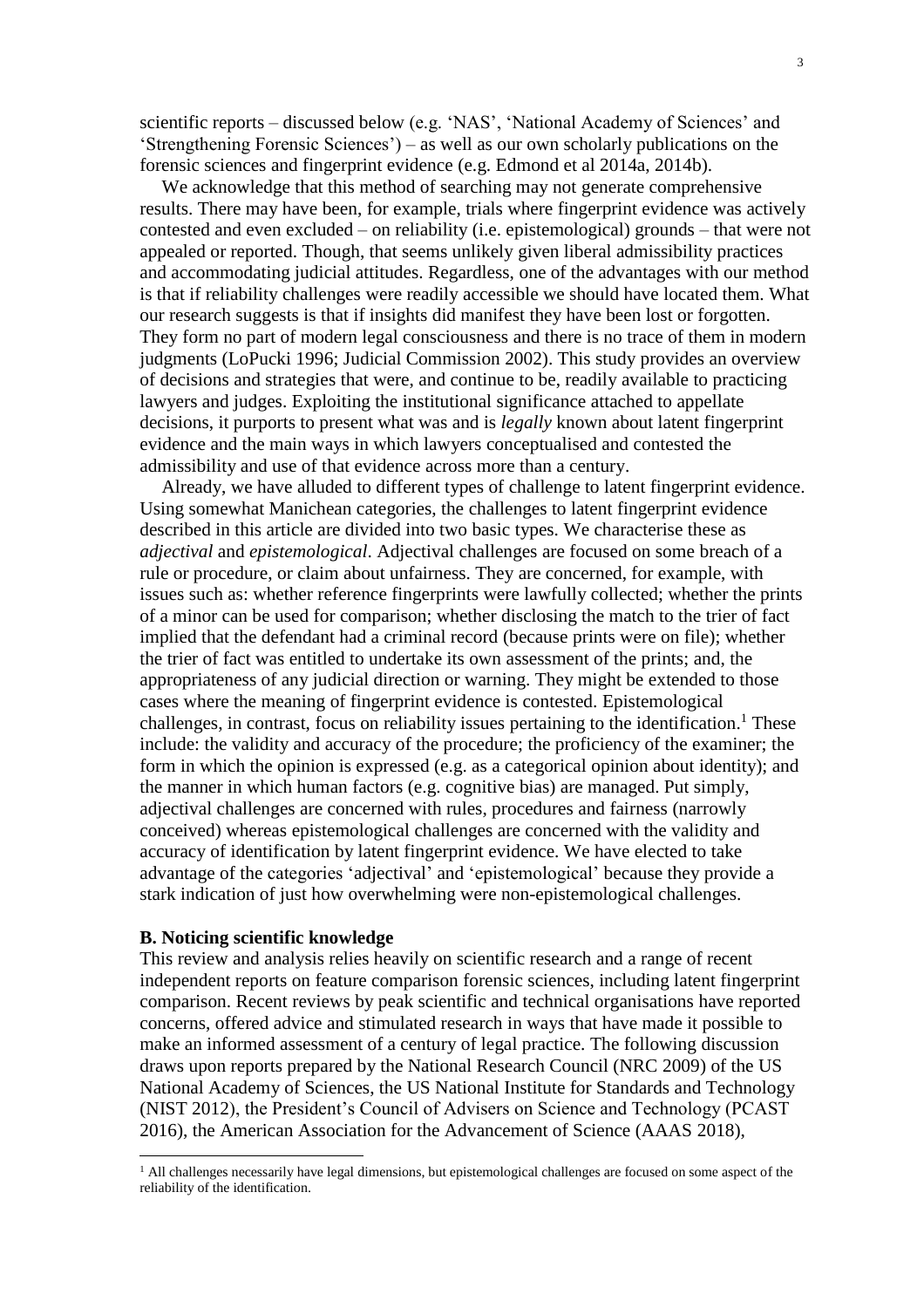scientific reports – discussed below (e.g. 'NAS', 'National Academy of Sciences' and 'Strengthening Forensic Sciences') – as well as our own scholarly publications on the forensic sciences and fingerprint evidence (e.g. Edmond et al 2014a, 2014b).

We acknowledge that this method of searching may not generate comprehensive results. There may have been, for example, trials where fingerprint evidence was actively contested and even excluded – on reliability (i.e. epistemological) grounds – that were not appealed or reported. Though, that seems unlikely given liberal admissibility practices and accommodating judicial attitudes. Regardless, one of the advantages with our method is that if reliability challenges were readily accessible we should have located them. What our research suggests is that if insights did manifest they have been lost or forgotten. They form no part of modern legal consciousness and there is no trace of them in modern judgments (LoPucki 1996; Judicial Commission 2002). This study provides an overview of decisions and strategies that were, and continue to be, readily available to practicing lawyers and judges. Exploiting the institutional significance attached to appellate decisions, it purports to present what was and is *legally* known about latent fingerprint evidence and the main ways in which lawyers conceptualised and contested the admissibility and use of that evidence across more than a century.

Already, we have alluded to different types of challenge to latent fingerprint evidence. Using somewhat Manichean categories, the challenges to latent fingerprint evidence described in this article are divided into two basic types. We characterise these as *adjectival* and *epistemological*. Adjectival challenges are focused on some breach of a rule or procedure, or claim about unfairness. They are concerned, for example, with issues such as: whether reference fingerprints were lawfully collected; whether the prints of a minor can be used for comparison; whether disclosing the match to the trier of fact implied that the defendant had a criminal record (because prints were on file); whether the trier of fact was entitled to undertake its own assessment of the prints; and, the appropriateness of any judicial direction or warning. They might be extended to those cases where the meaning of fingerprint evidence is contested. Epistemological challenges, in contrast, focus on reliability issues pertaining to the identification.[1] These include: the validity and accuracy of the procedure; the proficiency of the examiner; the form in which the opinion is expressed (e.g. as a categorical opinion about identity); and the manner in which human factors (e.g. cognitive bias) are managed. Put simply, adjectival challenges are concerned with rules, procedures and fairness (narrowly conceived) whereas epistemological challenges are concerned with the validity and accuracy of identification by latent fingerprint evidence. We have elected to take advantage of the categories 'adjectival' and 'epistemological' because they provide a stark indication of just how overwhelming were non-epistemological challenges.

### B. Noticing scientific knowledge

This review and analysis relies heavily on scientific research and a range of recent independent reports on feature comparison forensic sciences, including latent fingerprint comparison. Recent reviews by peak scientific and technical organisations have reported concerns, offered advice and stimulated research in ways that have made it possible to make an informed assessment of a century of legal practice. The following discussion draws upon reports prepared by the National Research Council (NRC 2009) of the US National Academy of Sciences, the US National Institute for Standards and Technology (NIST 2012), the President's Council of Advisers on Science and Technology (PCAST 2016), the American Association for the Advancement of Science (AAAS 2018),

[1] All challenges necessarily have legal dimensions, but epistemological challenges are focused on some aspect of the reliability of the identification.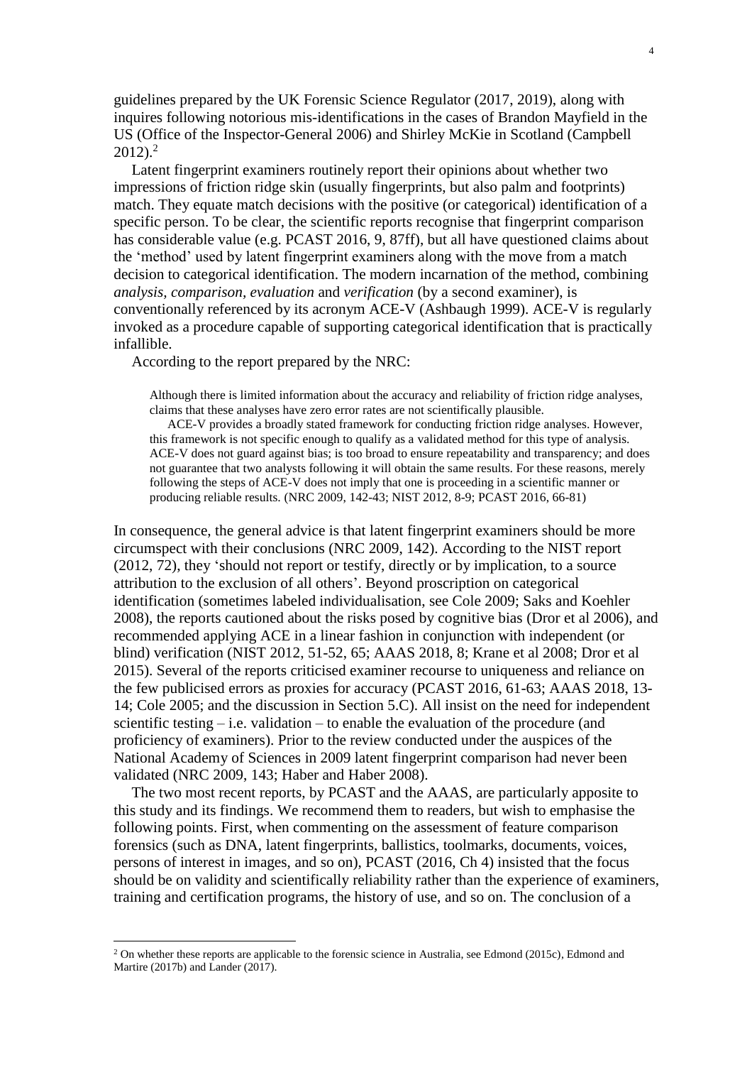guidelines prepared by the UK Forensic Science Regulator (2017, 2019), along with inquires following notorious mis-identifications in the cases of Brandon Mayfield in the US (Office of the Inspector-General 2006) and Shirley McKie in Scotland (Campbell 2012).[2]

Latent fingerprint examiners routinely report their opinions about whether two impressions of friction ridge skin (usually fingerprints, but also palm and footprints) match. They equate match decisions with the positive (or categorical) identification of a specific person. To be clear, the scientific reports recognise that fingerprint comparison has considerable value (e.g. PCAST 2016, 9, 87ff), but all have questioned claims about the 'method' used by latent fingerprint examiners along with the move from a match decision to categorical identification. The modern incarnation of the method, combining *analysis, comparison, evaluation* and *verification* (by a second examiner), is conventionally referenced by its acronym ACE-V (Ashbaugh 1999). ACE-V is regularly invoked as a procedure capable of supporting categorical identification that is practically infallible.

According to the report prepared by the NRC:

> Although there is limited information about the accuracy and reliability of friction ridge analyses, claims that these analyses have zero error rates are not scientifically plausible.
>
> ACE-V provides a broadly stated framework for conducting friction ridge analyses. However, this framework is not specific enough to qualify as a validated method for this type of analysis. ACE-V does not guard against bias; is too broad to ensure repeatability and transparency; and does not guarantee that two analysts following it will obtain the same results. For these reasons, merely following the steps of ACE-V does not imply that one is proceeding in a scientific manner or producing reliable results. (NRC 2009, 142-43; NIST 2012, 8-9; PCAST 2016, 66-81)

In consequence, the general advice is that latent fingerprint examiners should be more circumspect with their conclusions (NRC 2009, 142). According to the NIST report (2012, 72), they 'should not report or testify, directly or by implication, to a source attribution to the exclusion of all others'. Beyond proscription on categorical identification (sometimes labeled individualisation, see Cole 2009; Saks and Koehler 2008), the reports cautioned about the risks posed by cognitive bias (Dror et al 2006), and recommended applying ACE in a linear fashion in conjunction with independent (or blind) verification (NIST 2012, 51-52, 65; AAAS 2018, 8; Krane et al 2008; Dror et al 2015). Several of the reports criticised examiner recourse to uniqueness and reliance on the few publicised errors as proxies for accuracy (PCAST 2016, 61-63; AAAS 2018, 13-14; Cole 2005; and the discussion in Section 5.C). All insist on the need for independent scientific testing – i.e. validation – to enable the evaluation of the procedure (and proficiency of examiners). Prior to the review conducted under the auspices of the National Academy of Sciences in 2009 latent fingerprint comparison had never been validated (NRC 2009, 143; Haber and Haber 2008).

The two most recent reports, by PCAST and the AAAS, are particularly apposite to this study and its findings. We recommend them to readers, but wish to emphasise the following points. First, when commenting on the assessment of feature comparison forensics (such as DNA, latent fingerprints, ballistics, toolmarks, documents, voices, persons of interest in images, and so on), PCAST (2016, Ch 4) insisted that the focus should be on validity and scientifically reliability rather than the experience of examiners, training and certification programs, the history of use, and so on. The conclusion of a

---

[2] On whether these reports are applicable to the forensic science in Australia, see Edmond (2015c), Edmond and Martire (2017b) and Lander (2017).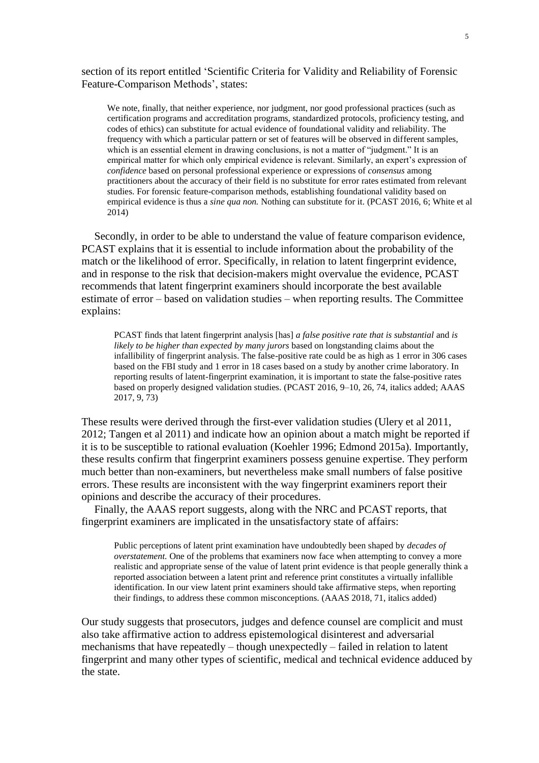section of its report entitled 'Scientific Criteria for Validity and Reliability of Forensic Feature-Comparison Methods', states:

> We note, finally, that neither experience, nor judgment, nor good professional practices (such as certification programs and accreditation programs, standardized protocols, proficiency testing, and codes of ethics) can substitute for actual evidence of foundational validity and reliability. The frequency with which a particular pattern or set of features will be observed in different samples, which is an essential element in drawing conclusions, is not a matter of "judgment." It is an empirical matter for which only empirical evidence is relevant. Similarly, an expert's expression of *confidence* based on personal professional experience or expressions of *consensus* among practitioners about the accuracy of their field is no substitute for error rates estimated from relevant studies. For forensic feature-comparison methods, establishing foundational validity based on empirical evidence is thus a *sine qua non.* Nothing can substitute for it. (PCAST 2016, 6; White et al 2014)

Secondly, in order to be able to understand the value of feature comparison evidence, PCAST explains that it is essential to include information about the probability of the match or the likelihood of error. Specifically, in relation to latent fingerprint evidence, and in response to the risk that decision-makers might overvalue the evidence, PCAST recommends that latent fingerprint examiners should incorporate the best available estimate of error – based on validation studies – when reporting results. The Committee explains:

> PCAST finds that latent fingerprint analysis [has] *a false positive rate that is substantial* and *is likely to be higher than expected by many jurors* based on longstanding claims about the infallibility of fingerprint analysis. The false-positive rate could be as high as 1 error in 306 cases based on the FBI study and 1 error in 18 cases based on a study by another crime laboratory. In reporting results of latent-fingerprint examination, it is important to state the false-positive rates based on properly designed validation studies. (PCAST 2016, 9–10, 26, 74, italics added; AAAS 2017, 9, 73)

These results were derived through the first-ever validation studies (Ulery et al 2011, 2012; Tangen et al 2011) and indicate how an opinion about a match might be reported if it is to be susceptible to rational evaluation (Koehler 1996; Edmond 2015a). Importantly, these results confirm that fingerprint examiners possess genuine expertise. They perform much better than non-examiners, but nevertheless make small numbers of false positive errors. These results are inconsistent with the way fingerprint examiners report their opinions and describe the accuracy of their procedures.

Finally, the AAAS report suggests, along with the NRC and PCAST reports, that fingerprint examiners are implicated in the unsatisfactory state of affairs:

> Public perceptions of latent print examination have undoubtedly been shaped by *decades of overstatement.* One of the problems that examiners now face when attempting to convey a more realistic and appropriate sense of the value of latent print evidence is that people generally think a reported association between a latent print and reference print constitutes a virtually infallible identification. In our view latent print examiners should take affirmative steps, when reporting their findings, to address these common misconceptions. (AAAS 2018, 71, italics added)

Our study suggests that prosecutors, judges and defence counsel are complicit and must also take affirmative action to address epistemological disinterest and adversarial mechanisms that have repeatedly – though unexpectedly – failed in relation to latent fingerprint and many other types of scientific, medical and technical evidence adduced by the state.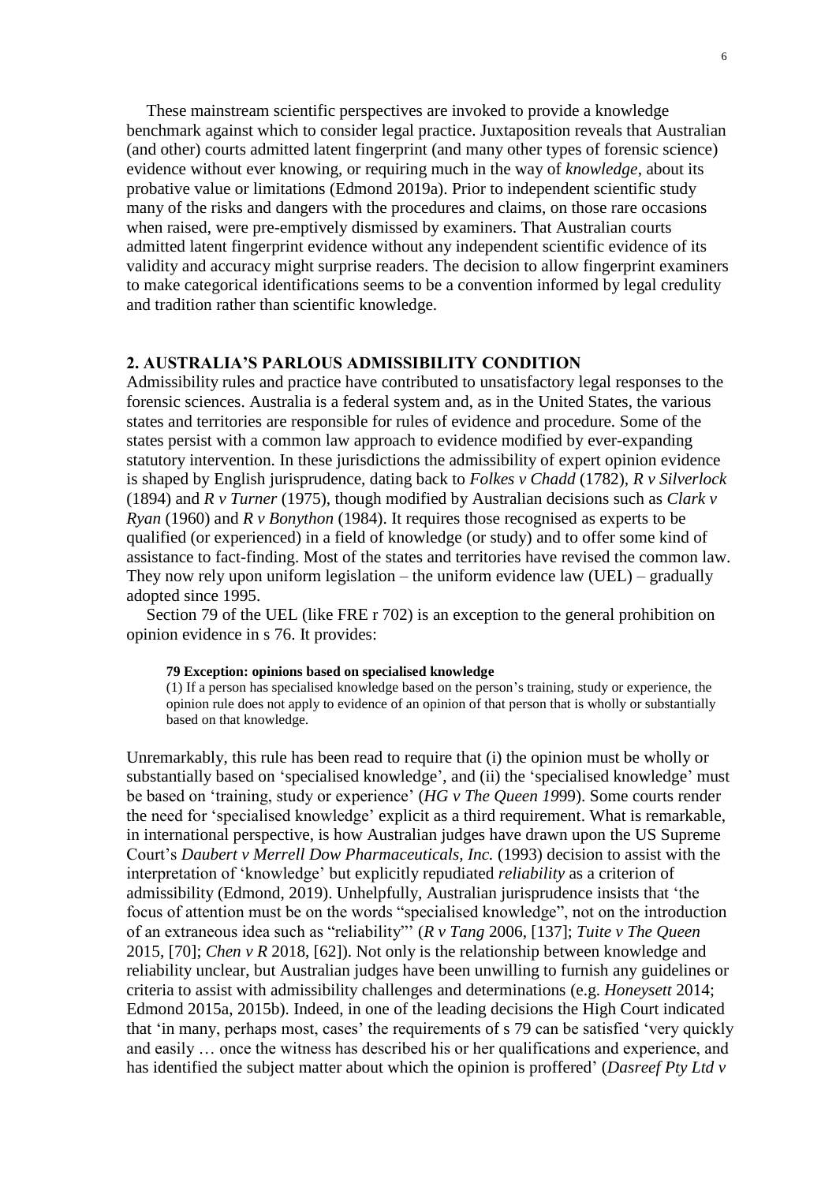These mainstream scientific perspectives are invoked to provide a knowledge benchmark against which to consider legal practice. Juxtaposition reveals that Australian (and other) courts admitted latent fingerprint (and many other types of forensic science) evidence without ever knowing, or requiring much in the way of *knowledge*, about its probative value or limitations (Edmond 2019a). Prior to independent scientific study many of the risks and dangers with the procedures and claims, on those rare occasions when raised, were pre-emptively dismissed by examiners. That Australian courts admitted latent fingerprint evidence without any independent scientific evidence of its validity and accuracy might surprise readers. The decision to allow fingerprint examiners to make categorical identifications seems to be a convention informed by legal credulity and tradition rather than scientific knowledge.

## 2. AUSTRALIA'S PARLOUS ADMISSIBILITY CONDITION

Admissibility rules and practice have contributed to unsatisfactory legal responses to the forensic sciences. Australia is a federal system and, as in the United States, the various states and territories are responsible for rules of evidence and procedure. Some of the states persist with a common law approach to evidence modified by ever-expanding statutory intervention. In these jurisdictions the admissibility of expert opinion evidence is shaped by English jurisprudence, dating back to *Folkes v Chadd* (1782), *R v Silverlock* (1894) and *R v Turner* (1975), though modified by Australian decisions such as *Clark v Ryan* (1960) and *R v Bonython* (1984). It requires those recognised as experts to be qualified (or experienced) in a field of knowledge (or study) and to offer some kind of assistance to fact-finding. Most of the states and territories have revised the common law. They now rely upon uniform legislation – the uniform evidence law (UEL) – gradually adopted since 1995.

Section 79 of the UEL (like FRE r 702) is an exception to the general prohibition on opinion evidence in s 76. It provides:

> **79 Exception: opinions based on specialised knowledge**
> (1) If a person has specialised knowledge based on the person's training, study or experience, the opinion rule does not apply to evidence of an opinion of that person that is wholly or substantially based on that knowledge.

Unremarkably, this rule has been read to require that (i) the opinion must be wholly or substantially based on 'specialised knowledge', and (ii) the 'specialised knowledge' must be based on 'training, study or experience' (*HG v The Queen 19*99). Some courts render the need for 'specialised knowledge' explicit as a third requirement. What is remarkable, in international perspective, is how Australian judges have drawn upon the US Supreme Court's *Daubert v Merrell Dow Pharmaceuticals, Inc.* (1993) decision to assist with the interpretation of 'knowledge' but explicitly repudiated *reliability* as a criterion of admissibility (Edmond, 2019). Unhelpfully, Australian jurisprudence insists that 'the focus of attention must be on the words "specialised knowledge", not on the introduction of an extraneous idea such as "reliability"' (*R v Tang* 2006, [137]; *Tuite v The Queen* 2015, [70]; *Chen v R* 2018, [62]). Not only is the relationship between knowledge and reliability unclear, but Australian judges have been unwilling to furnish any guidelines or criteria to assist with admissibility challenges and determinations (e.g. *Honeysett* 2014; Edmond 2015a, 2015b). Indeed, in one of the leading decisions the High Court indicated that 'in many, perhaps most, cases' the requirements of s 79 can be satisfied 'very quickly and easily … once the witness has described his or her qualifications and experience, and has identified the subject matter about which the opinion is proffered' (*Dasreef Pty Ltd v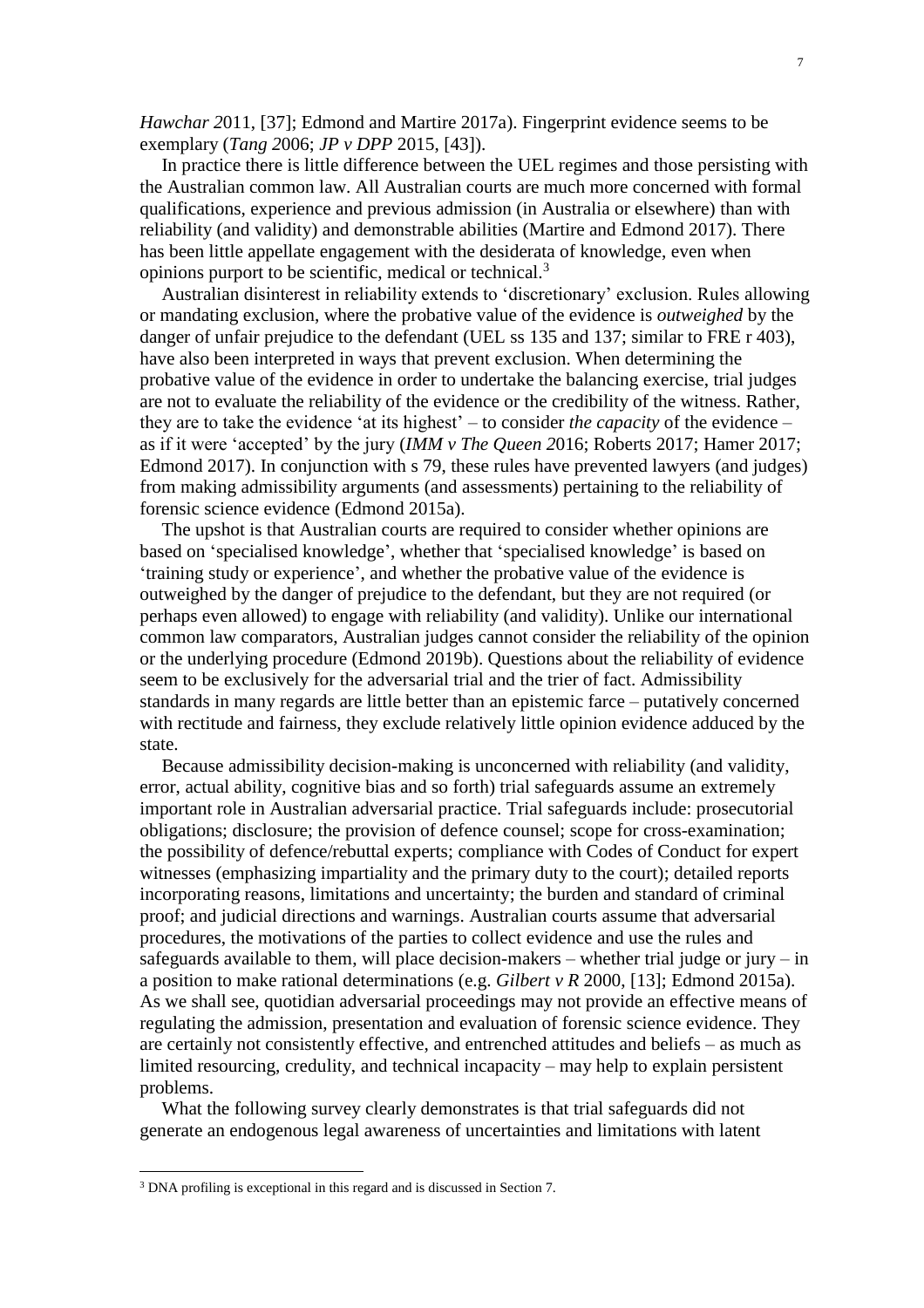*Hawchar 2*011, [37]; Edmond and Martire 2017a). Fingerprint evidence seems to be exemplary (*Tang 2*006; *JP v DPP* 2015, [43]).

In practice there is little difference between the UEL regimes and those persisting with the Australian common law. All Australian courts are much more concerned with formal qualifications, experience and previous admission (in Australia or elsewhere) than with reliability (and validity) and demonstrable abilities (Martire and Edmond 2017). There has been little appellate engagement with the desiderata of knowledge, even when opinions purport to be scientific, medical or technical.[3]

Australian disinterest in reliability extends to 'discretionary' exclusion. Rules allowing or mandating exclusion, where the probative value of the evidence is *outweighed* by the danger of unfair prejudice to the defendant (UEL ss 135 and 137; similar to FRE r 403), have also been interpreted in ways that prevent exclusion. When determining the probative value of the evidence in order to undertake the balancing exercise, trial judges are not to evaluate the reliability of the evidence or the credibility of the witness. Rather, they are to take the evidence 'at its highest' – to consider *the capacity* of the evidence – as if it were 'accepted' by the jury (*IMM v The Queen 2*016; Roberts 2017; Hamer 2017; Edmond 2017). In conjunction with s 79, these rules have prevented lawyers (and judges) from making admissibility arguments (and assessments) pertaining to the reliability of forensic science evidence (Edmond 2015a).

The upshot is that Australian courts are required to consider whether opinions are based on 'specialised knowledge', whether that 'specialised knowledge' is based on 'training study or experience', and whether the probative value of the evidence is outweighed by the danger of prejudice to the defendant, but they are not required (or perhaps even allowed) to engage with reliability (and validity). Unlike our international common law comparators, Australian judges cannot consider the reliability of the opinion or the underlying procedure (Edmond 2019b). Questions about the reliability of evidence seem to be exclusively for the adversarial trial and the trier of fact. Admissibility standards in many regards are little better than an epistemic farce – putatively concerned with rectitude and fairness, they exclude relatively little opinion evidence adduced by the state.

Because admissibility decision-making is unconcerned with reliability (and validity, error, actual ability, cognitive bias and so forth) trial safeguards assume an extremely important role in Australian adversarial practice. Trial safeguards include: prosecutorial obligations; disclosure; the provision of defence counsel; scope for cross-examination; the possibility of defence/rebuttal experts; compliance with Codes of Conduct for expert witnesses (emphasizing impartiality and the primary duty to the court); detailed reports incorporating reasons, limitations and uncertainty; the burden and standard of criminal proof; and judicial directions and warnings. Australian courts assume that adversarial procedures, the motivations of the parties to collect evidence and use the rules and safeguards available to them, will place decision-makers – whether trial judge or jury – in a position to make rational determinations (e.g. *Gilbert v R* 2000, [13]; Edmond 2015a). As we shall see, quotidian adversarial proceedings may not provide an effective means of regulating the admission, presentation and evaluation of forensic science evidence. They are certainly not consistently effective, and entrenched attitudes and beliefs – as much as limited resourcing, credulity, and technical incapacity – may help to explain persistent problems.

What the following survey clearly demonstrates is that trial safeguards did not generate an endogenous legal awareness of uncertainties and limitations with latent

---

[3] DNA profiling is exceptional in this regard and is discussed in Section 7.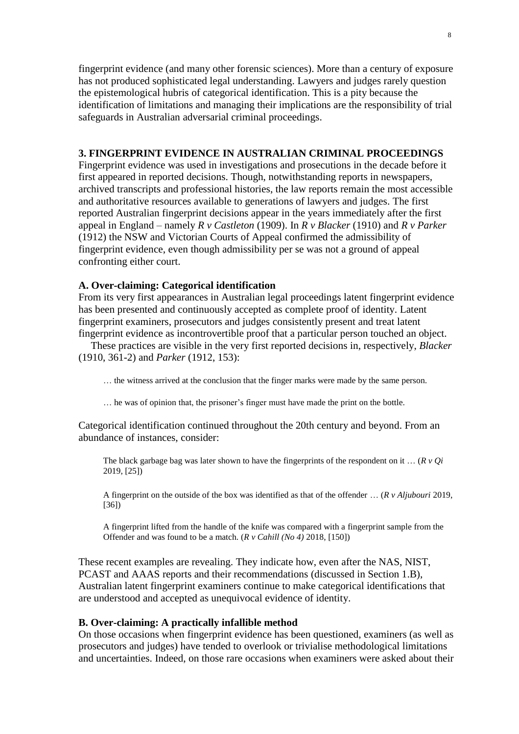fingerprint evidence (and many other forensic sciences). More than a century of exposure has not produced sophisticated legal understanding. Lawyers and judges rarely question the epistemological hubris of categorical identification. This is a pity because the identification of limitations and managing their implications are the responsibility of trial safeguards in Australian adversarial criminal proceedings.

## 3. FINGERPRINT EVIDENCE IN AUSTRALIAN CRIMINAL PROCEEDINGS

Fingerprint evidence was used in investigations and prosecutions in the decade before it first appeared in reported decisions. Though, notwithstanding reports in newspapers, archived transcripts and professional histories, the law reports remain the most accessible and authoritative resources available to generations of lawyers and judges. The first reported Australian fingerprint decisions appear in the years immediately after the first appeal in England – namely *R v Castleton* (1909). In *R v Blacker* (1910) and *R v Parker* (1912) the NSW and Victorian Courts of Appeal confirmed the admissibility of fingerprint evidence, even though admissibility per se was not a ground of appeal confronting either court.

### A. Over-claiming: Categorical identification

From its very first appearances in Australian legal proceedings latent fingerprint evidence has been presented and continuously accepted as complete proof of identity. Latent fingerprint examiners, prosecutors and judges consistently present and treat latent fingerprint evidence as incontrovertible proof that a particular person touched an object.

These practices are visible in the very first reported decisions in, respectively, *Blacker* (1910, 361-2) and *Parker* (1912, 153):

> … the witness arrived at the conclusion that the finger marks were made by the same person.

> … he was of opinion that, the prisoner's finger must have made the print on the bottle.

Categorical identification continued throughout the 20th century and beyond. From an abundance of instances, consider:

> The black garbage bag was later shown to have the fingerprints of the respondent on it … (*R v Qi* 2019, [25])

> A fingerprint on the outside of the box was identified as that of the offender … (*R v Aljubouri* 2019, [36])

> A fingerprint lifted from the handle of the knife was compared with a fingerprint sample from the Offender and was found to be a match. (*R v Cahill (No 4)* 2018, [150])

These recent examples are revealing. They indicate how, even after the NAS, NIST, PCAST and AAAS reports and their recommendations (discussed in Section 1.B), Australian latent fingerprint examiners continue to make categorical identifications that are understood and accepted as unequivocal evidence of identity.

### B. Over-claiming: A practically infallible method

On those occasions when fingerprint evidence has been questioned, examiners (as well as prosecutors and judges) have tended to overlook or trivialise methodological limitations and uncertainties. Indeed, on those rare occasions when examiners were asked about their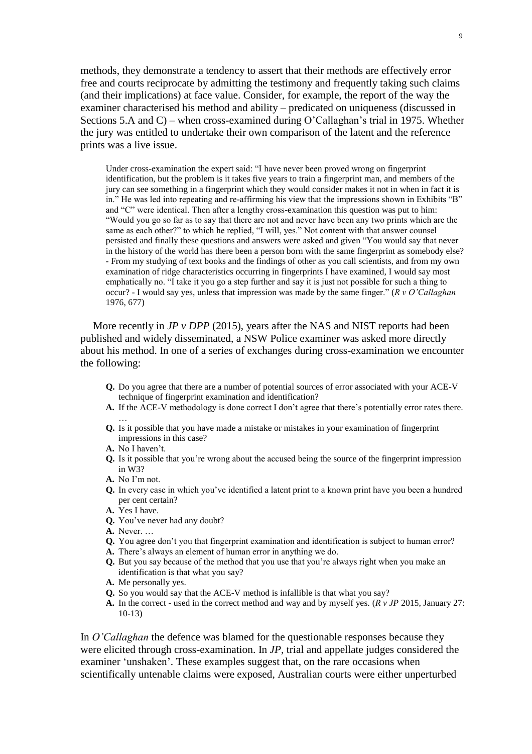methods, they demonstrate a tendency to assert that their methods are effectively error free and courts reciprocate by admitting the testimony and frequently taking such claims (and their implications) at face value. Consider, for example, the report of the way the examiner characterised his method and ability – predicated on uniqueness (discussed in Sections 5.A and C) – when cross-examined during O'Callaghan's trial in 1975. Whether the jury was entitled to undertake their own comparison of the latent and the reference prints was a live issue.

> Under cross-examination the expert said: "I have never been proved wrong on fingerprint identification, but the problem is it takes five years to train a fingerprint man, and members of the jury can see something in a fingerprint which they would consider makes it not in when in fact it is in." He was led into repeating and re-affirming his view that the impressions shown in Exhibits "B" and "C" were identical. Then after a lengthy cross-examination this question was put to him: "Would you go so far as to say that there are not and never have been any two prints which are the same as each other?" to which he replied, "I will, yes." Not content with that answer counsel persisted and finally these questions and answers were asked and given "You would say that never in the history of the world has there been a person born with the same fingerprint as somebody else? - From my studying of text books and the findings of other as you call scientists, and from my own examination of ridge characteristics occurring in fingerprints I have examined, I would say most emphatically no. "I take it you go a step further and say it is just not possible for such a thing to occur? - I would say yes, unless that impression was made by the same finger." (*R v O'Callaghan* 1976, 677)

More recently in *JP v DPP* (2015), years after the NAS and NIST reports had been published and widely disseminated, a NSW Police examiner was asked more directly about his method. In one of a series of exchanges during cross-examination we encounter the following:

> **Q.** Do you agree that there are a number of potential sources of error associated with your ACE-V technique of fingerprint examination and identification?
> **A.** If the ACE-V methodology is done correct I don't agree that there's potentially error rates there. …
> **Q.** Is it possible that you have made a mistake or mistakes in your examination of fingerprint impressions in this case?
> **A.** No I haven't.
> **Q.** Is it possible that you're wrong about the accused being the source of the fingerprint impression in W3?
> **A.** No I'm not.
> **Q.** In every case in which you've identified a latent print to a known print have you been a hundred per cent certain?
> **A.** Yes I have.
> **Q.** You've never had any doubt?
> **A.** Never. …
> **Q.** You agree don't you that fingerprint examination and identification is subject to human error?
> **A.** There's always an element of human error in anything we do.
> **Q.** But you say because of the method that you use that you're always right when you make an identification is that what you say?
> **A.** Me personally yes.
> **Q.** So you would say that the ACE-V method is infallible is that what you say?
> **A.** In the correct - used in the correct method and way and by myself yes. (*R v JP* 2015, January 27: 10-13)

In *O'Callaghan* the defence was blamed for the questionable responses because they were elicited through cross-examination. In *JP*, trial and appellate judges considered the examiner 'unshaken'. These examples suggest that, on the rare occasions when scientifically untenable claims were exposed, Australian courts were either unperturbed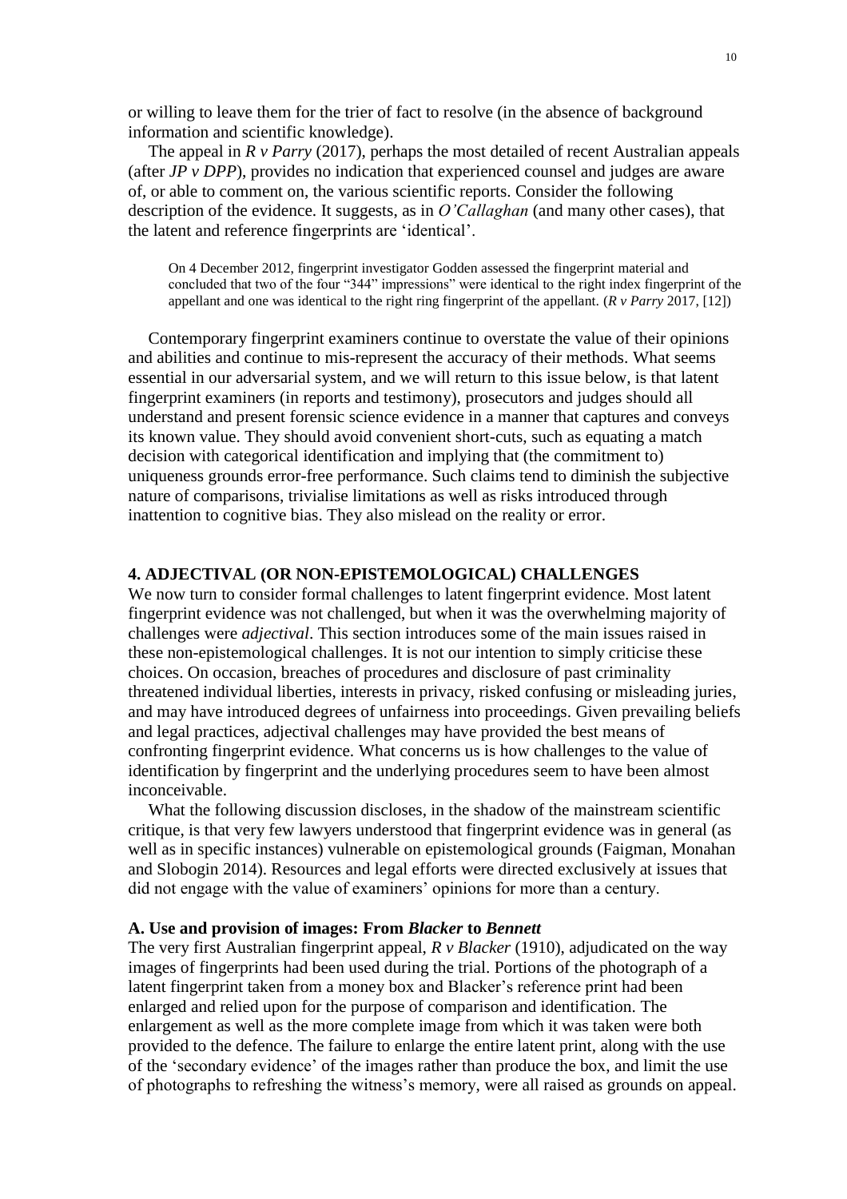or willing to leave them for the trier of fact to resolve (in the absence of background information and scientific knowledge).

The appeal in *R v Parry* (2017), perhaps the most detailed of recent Australian appeals (after *JP v DPP*), provides no indication that experienced counsel and judges are aware of, or able to comment on, the various scientific reports. Consider the following description of the evidence. It suggests, as in *O'Callaghan* (and many other cases), that the latent and reference fingerprints are 'identical'.

> On 4 December 2012, fingerprint investigator Godden assessed the fingerprint material and concluded that two of the four "344" impressions" were identical to the right index fingerprint of the appellant and one was identical to the right ring fingerprint of the appellant. (*R v Parry* 2017, [12])

Contemporary fingerprint examiners continue to overstate the value of their opinions and abilities and continue to mis-represent the accuracy of their methods. What seems essential in our adversarial system, and we will return to this issue below, is that latent fingerprint examiners (in reports and testimony), prosecutors and judges should all understand and present forensic science evidence in a manner that captures and conveys its known value. They should avoid convenient short-cuts, such as equating a match decision with categorical identification and implying that (the commitment to) uniqueness grounds error-free performance. Such claims tend to diminish the subjective nature of comparisons, trivialise limitations as well as risks introduced through inattention to cognitive bias. They also mislead on the reality or error.

## 4. ADJECTIVAL (OR NON-EPISTEMOLOGICAL) CHALLENGES

We now turn to consider formal challenges to latent fingerprint evidence. Most latent fingerprint evidence was not challenged, but when it was the overwhelming majority of challenges were *adjectival*. This section introduces some of the main issues raised in these non-epistemological challenges. It is not our intention to simply criticise these choices. On occasion, breaches of procedures and disclosure of past criminality threatened individual liberties, interests in privacy, risked confusing or misleading juries, and may have introduced degrees of unfairness into proceedings. Given prevailing beliefs and legal practices, adjectival challenges may have provided the best means of confronting fingerprint evidence. What concerns us is how challenges to the value of identification by fingerprint and the underlying procedures seem to have been almost inconceivable.

What the following discussion discloses, in the shadow of the mainstream scientific critique, is that very few lawyers understood that fingerprint evidence was in general (as well as in specific instances) vulnerable on epistemological grounds (Faigman, Monahan and Slobogin 2014). Resources and legal efforts were directed exclusively at issues that did not engage with the value of examiners' opinions for more than a century.

### A. Use and provision of images: From *Blacker* to *Bennett*

The very first Australian fingerprint appeal, *R v Blacker* (1910), adjudicated on the way images of fingerprints had been used during the trial. Portions of the photograph of a latent fingerprint taken from a money box and Blacker's reference print had been enlarged and relied upon for the purpose of comparison and identification. The enlargement as well as the more complete image from which it was taken were both provided to the defence. The failure to enlarge the entire latent print, along with the use of the 'secondary evidence' of the images rather than produce the box, and limit the use of photographs to refreshing the witness's memory, were all raised as grounds on appeal.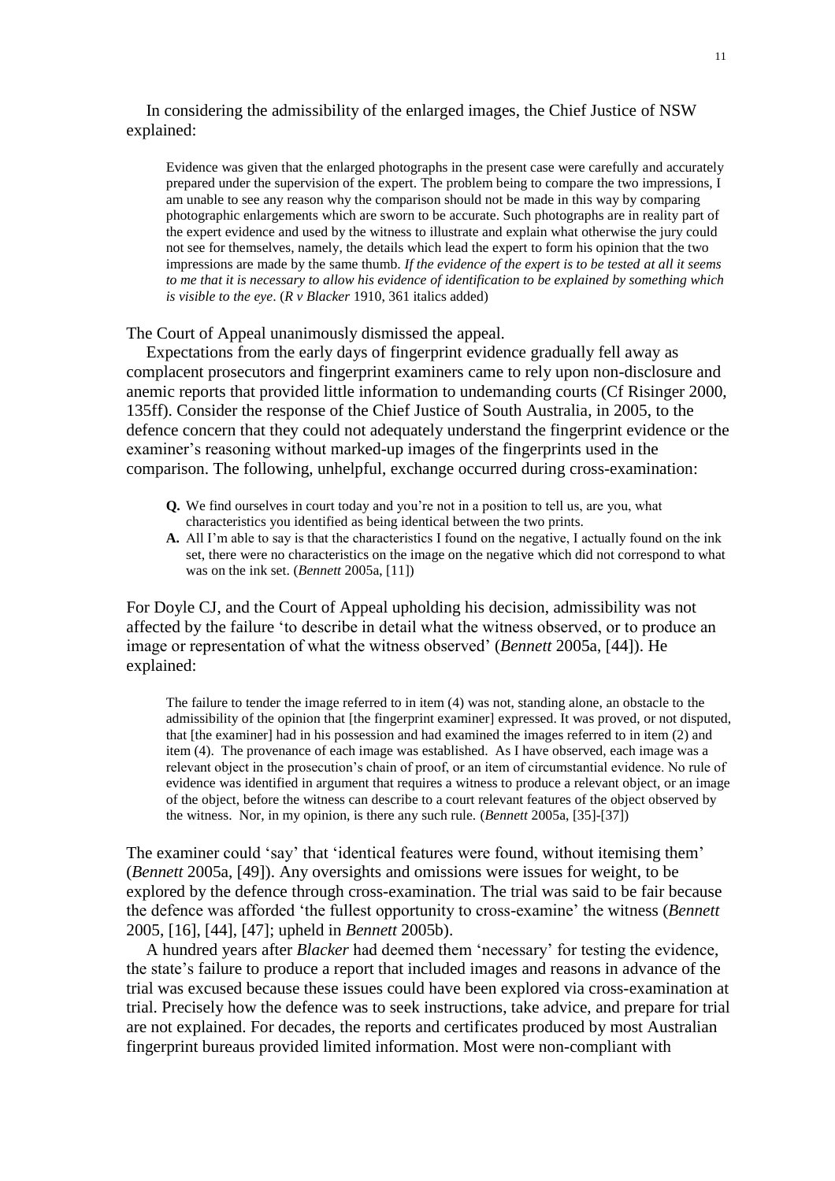In considering the admissibility of the enlarged images, the Chief Justice of NSW explained:

> Evidence was given that the enlarged photographs in the present case were carefully and accurately prepared under the supervision of the expert. The problem being to compare the two impressions, I am unable to see any reason why the comparison should not be made in this way by comparing photographic enlargements which are sworn to be accurate. Such photographs are in reality part of the expert evidence and used by the witness to illustrate and explain what otherwise the jury could not see for themselves, namely, the details which lead the expert to form his opinion that the two impressions are made by the same thumb. *If the evidence of the expert is to be tested at all it seems to me that it is necessary to allow his evidence of identification to be explained by something which is visible to the eye*. (*R v Blacker* 1910, 361 italics added)

The Court of Appeal unanimously dismissed the appeal.

Expectations from the early days of fingerprint evidence gradually fell away as complacent prosecutors and fingerprint examiners came to rely upon non-disclosure and anemic reports that provided little information to undemanding courts (Cf Risinger 2000, 135ff). Consider the response of the Chief Justice of South Australia, in 2005, to the defence concern that they could not adequately understand the fingerprint evidence or the examiner's reasoning without marked-up images of the fingerprints used in the comparison. The following, unhelpful, exchange occurred during cross-examination:

> **Q.** We find ourselves in court today and you're not in a position to tell us, are you, what characteristics you identified as being identical between the two prints.
>
> **A.** All I'm able to say is that the characteristics I found on the negative, I actually found on the ink set, there were no characteristics on the image on the negative which did not correspond to what was on the ink set. (*Bennett* 2005a, [11])

For Doyle CJ, and the Court of Appeal upholding his decision, admissibility was not affected by the failure 'to describe in detail what the witness observed, or to produce an image or representation of what the witness observed' (*Bennett* 2005a, [44]). He explained:

> The failure to tender the image referred to in item (4) was not, standing alone, an obstacle to the admissibility of the opinion that [the fingerprint examiner] expressed. It was proved, or not disputed, that [the examiner] had in his possession and had examined the images referred to in item (2) and item (4). The provenance of each image was established. As I have observed, each image was a relevant object in the prosecution's chain of proof, or an item of circumstantial evidence. No rule of evidence was identified in argument that requires a witness to produce a relevant object, or an image of the object, before the witness can describe to a court relevant features of the object observed by the witness. Nor, in my opinion, is there any such rule. (*Bennett* 2005a, [35]-[37])

The examiner could 'say' that 'identical features were found, without itemising them' (*Bennett* 2005a, [49]). Any oversights and omissions were issues for weight, to be explored by the defence through cross-examination. The trial was said to be fair because the defence was afforded 'the fullest opportunity to cross-examine' the witness (*Bennett* 2005, [16], [44], [47]; upheld in *Bennett* 2005b).

A hundred years after *Blacker* had deemed them 'necessary' for testing the evidence, the state's failure to produce a report that included images and reasons in advance of the trial was excused because these issues could have been explored via cross-examination at trial. Precisely how the defence was to seek instructions, take advice, and prepare for trial are not explained. For decades, the reports and certificates produced by most Australian fingerprint bureaus provided limited information. Most were non-compliant with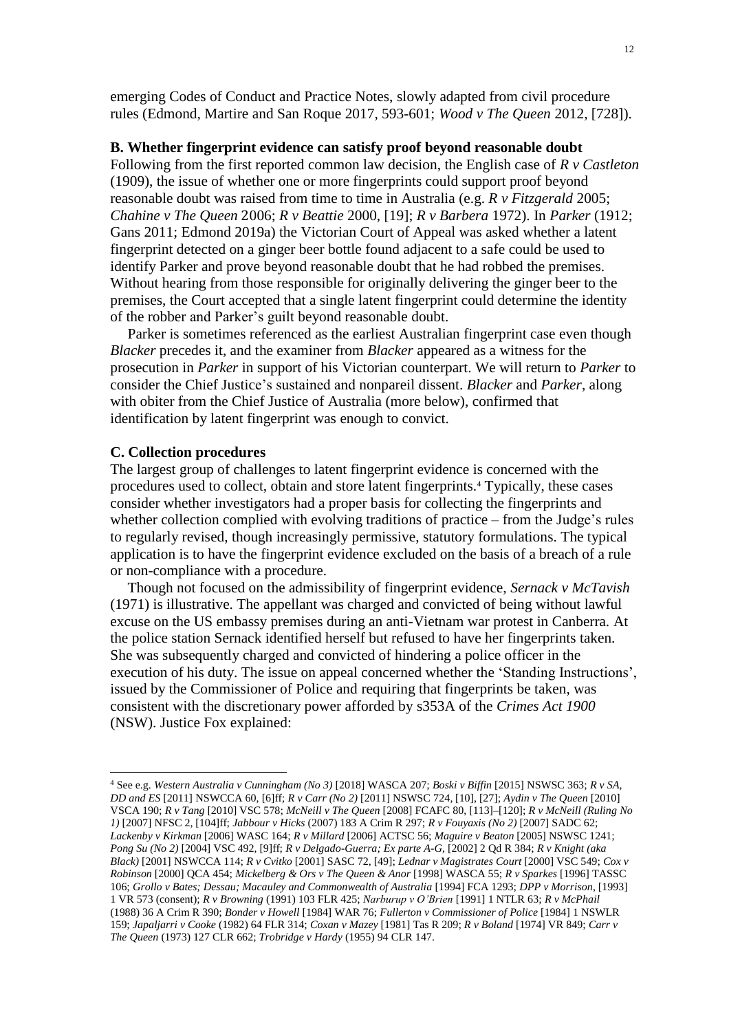emerging Codes of Conduct and Practice Notes, slowly adapted from civil procedure rules (Edmond, Martire and San Roque 2017, 593-601; *Wood v The Queen* 2012, [728]).

**B. Whether fingerprint evidence can satisfy proof beyond reasonable doubt**

Following from the first reported common law decision, the English case of *R v Castleton* (1909), the issue of whether one or more fingerprints could support proof beyond reasonable doubt was raised from time to time in Australia (e.g. *R v Fitzgerald* 2005; *Chahine v The Queen* 2006; *R v Beattie* 2000, [19]; *R v Barbera* 1972). In *Parker* (1912; Gans 2011; Edmond 2019a) the Victorian Court of Appeal was asked whether a latent fingerprint detected on a ginger beer bottle found adjacent to a safe could be used to identify Parker and prove beyond reasonable doubt that he had robbed the premises. Without hearing from those responsible for originally delivering the ginger beer to the premises, the Court accepted that a single latent fingerprint could determine the identity of the robber and Parker's guilt beyond reasonable doubt.

Parker is sometimes referenced as the earliest Australian fingerprint case even though *Blacker* precedes it, and the examiner from *Blacker* appeared as a witness for the prosecution in *Parker* in support of his Victorian counterpart. We will return to *Parker* to consider the Chief Justice's sustained and nonpareil dissent. *Blacker* and *Parker*, along with obiter from the Chief Justice of Australia (more below), confirmed that identification by latent fingerprint was enough to convict.

**C. Collection procedures**

The largest group of challenges to latent fingerprint evidence is concerned with the procedures used to collect, obtain and store latent fingerprints.[4] Typically, these cases consider whether investigators had a proper basis for collecting the fingerprints and whether collection complied with evolving traditions of practice – from the Judge's rules to regularly revised, though increasingly permissive, statutory formulations. The typical application is to have the fingerprint evidence excluded on the basis of a breach of a rule or non-compliance with a procedure.

Though not focused on the admissibility of fingerprint evidence, *Sernack v McTavish* (1971) is illustrative. The appellant was charged and convicted of being without lawful excuse on the US embassy premises during an anti-Vietnam war protest in Canberra. At the police station Sernack identified herself but refused to have her fingerprints taken. She was subsequently charged and convicted of hindering a police officer in the execution of his duty. The issue on appeal concerned whether the 'Standing Instructions', issued by the Commissioner of Police and requiring that fingerprints be taken, was consistent with the discretionary power afforded by s353A of the *Crimes Act 1900* (NSW). Justice Fox explained:

---

[4] See e.g. *Western Australia v Cunningham (No 3)* [2018] WASCA 207; *Boski v Biffin* [2015] NSWSC 363; *R v SA, DD and ES* [2011] NSWCCA 60, [6]ff; *R v Carr (No 2)* [2011] NSWSC 724, [10], [27]; *Aydin v The Queen* [2010] VSCA 190; *R v Tang* [2010] VSC 578; *McNeill v The Queen* [2008] FCAFC 80, [113]–[120]; *R v McNeill (Ruling No 1)* [2007] NFSC 2, [104]ff; *Jabbour v Hicks* (2007) 183 A Crim R 297; *R v Fouyaxis (No 2)* [2007] SADC 62; *Lackenby v Kirkman* [2006] WASC 164; *R v Millard* [2006] ACTSC 56; *Maguire v Beaton* [2005] NSWSC 1241; *Pong Su (No 2)* [2004] VSC 492, [9]ff; *R v Delgado-Guerra; Ex parte A-G*, [2002] 2 Qd R 384; *R v Knight (aka Black)* [2001] NSWCCA 114; *R v Cvitko* [2001] SASC 72, [49]; *Lednar v Magistrates Court* [2000] VSC 549; *Cox v Robinson* [2000] QCA 454; *Mickelberg & Ors v The Queen & Anor* [1998] WASCA 55; *R v Sparkes* [1996] TASSC 106; *Grollo v Bates; Dessau; Macauley and Commonwealth of Australia* [1994] FCA 1293; *DPP v Morrison*, [1993] 1 VR 573 (consent); *R v Browning* (1991) 103 FLR 425; *Narburup v O'Brien* [1991] 1 NTLR 63; *R v McPhail* (1988) 36 A Crim R 390; *Bonder v Howell* [1984] WAR 76; *Fullerton v Commissioner of Police* [1984] 1 NSWLR 159; *Japaljarri v Cooke* (1982) 64 FLR 314; *Coxan v Mazey* [1981] Tas R 209; *R v Boland* [1974] VR 849; *Carr v The Queen* (1973) 127 CLR 662; *Trobridge v Hardy* (1955) 94 CLR 147.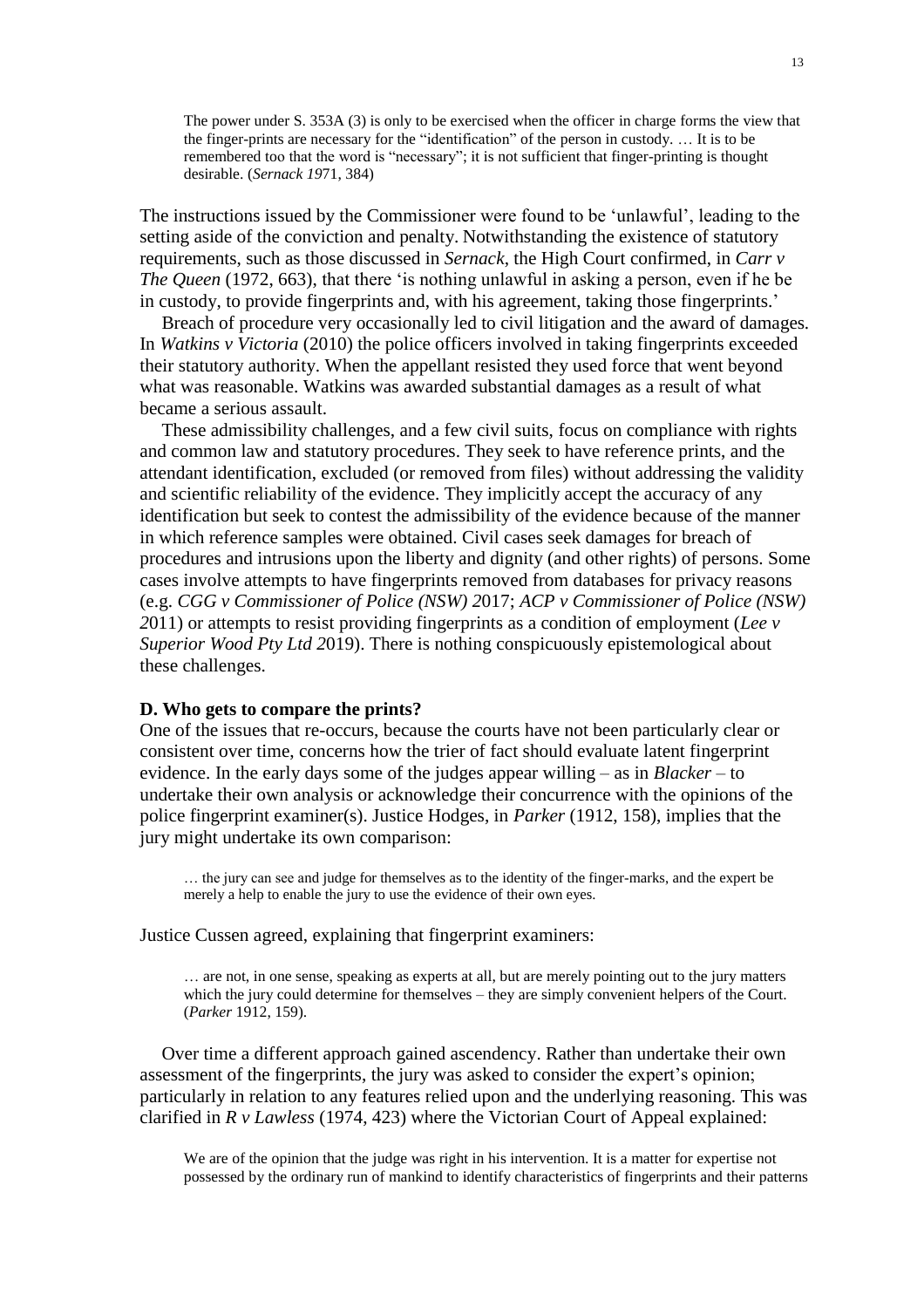> The power under S. 353A (3) is only to be exercised when the officer in charge forms the view that the finger-prints are necessary for the "identification" of the person in custody. … It is to be remembered too that the word is "necessary"; it is not sufficient that finger-printing is thought desirable. (*Sernack 1*971, 384)

The instructions issued by the Commissioner were found to be 'unlawful', leading to the setting aside of the conviction and penalty. Notwithstanding the existence of statutory requirements, such as those discussed in *Sernack*, the High Court confirmed, in *Carr v The Queen* (1972, 663), that there 'is nothing unlawful in asking a person, even if he be in custody, to provide fingerprints and, with his agreement, taking those fingerprints.'

Breach of procedure very occasionally led to civil litigation and the award of damages. In *Watkins v Victoria* (2010) the police officers involved in taking fingerprints exceeded their statutory authority. When the appellant resisted they used force that went beyond what was reasonable. Watkins was awarded substantial damages as a result of what became a serious assault.

These admissibility challenges, and a few civil suits, focus on compliance with rights and common law and statutory procedures. They seek to have reference prints, and the attendant identification, excluded (or removed from files) without addressing the validity and scientific reliability of the evidence. They implicitly accept the accuracy of any identification but seek to contest the admissibility of the evidence because of the manner in which reference samples were obtained. Civil cases seek damages for breach of procedures and intrusions upon the liberty and dignity (and other rights) of persons. Some cases involve attempts to have fingerprints removed from databases for privacy reasons (e.g. *CGG v Commissioner of Police (NSW) 2*017; *ACP v Commissioner of Police (NSW) 2*011) or attempts to resist providing fingerprints as a condition of employment (*Lee v Superior Wood Pty Ltd 2*019). There is nothing conspicuously epistemological about these challenges.

**D. Who gets to compare the prints?**

One of the issues that re-occurs, because the courts have not been particularly clear or consistent over time, concerns how the trier of fact should evaluate latent fingerprint evidence. In the early days some of the judges appear willing – as in *Blacker* – to undertake their own analysis or acknowledge their concurrence with the opinions of the police fingerprint examiner(s). Justice Hodges, in *Parker* (1912, 158), implies that the jury might undertake its own comparison:

> … the jury can see and judge for themselves as to the identity of the finger-marks, and the expert be merely a help to enable the jury to use the evidence of their own eyes.

Justice Cussen agreed, explaining that fingerprint examiners:

> … are not, in one sense, speaking as experts at all, but are merely pointing out to the jury matters which the jury could determine for themselves – they are simply convenient helpers of the Court. (*Parker* 1912, 159).

Over time a different approach gained ascendency. Rather than undertake their own assessment of the fingerprints, the jury was asked to consider the expert's opinion; particularly in relation to any features relied upon and the underlying reasoning. This was clarified in *R v Lawless* (1974, 423) where the Victorian Court of Appeal explained:

> We are of the opinion that the judge was right in his intervention. It is a matter for expertise not possessed by the ordinary run of mankind to identify characteristics of fingerprints and their patterns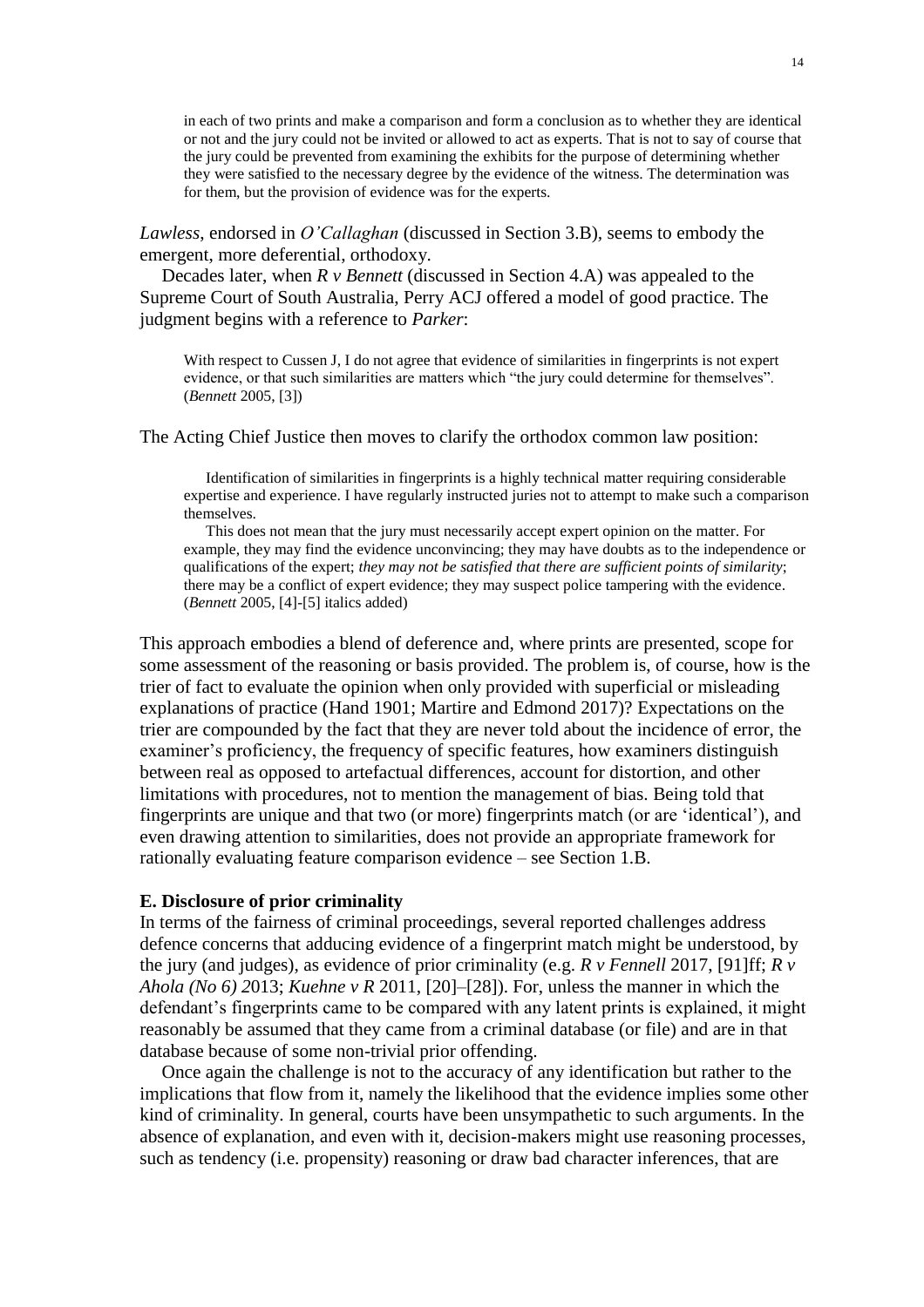> in each of two prints and make a comparison and form a conclusion as to whether they are identical or not and the jury could not be invited or allowed to act as experts. That is not to say of course that the jury could be prevented from examining the exhibits for the purpose of determining whether they were satisfied to the necessary degree by the evidence of the witness. The determination was for them, but the provision of evidence was for the experts.

*Lawless*, endorsed in *O'Callaghan* (discussed in Section 3.B), seems to embody the emergent, more deferential, orthodoxy.

Decades later, when *R v Bennett* (discussed in Section 4.A) was appealed to the Supreme Court of South Australia, Perry ACJ offered a model of good practice. The judgment begins with a reference to *Parker*:

> With respect to Cussen J, I do not agree that evidence of similarities in fingerprints is not expert evidence, or that such similarities are matters which "the jury could determine for themselves". (*Bennett* 2005, [3])

The Acting Chief Justice then moves to clarify the orthodox common law position:

> Identification of similarities in fingerprints is a highly technical matter requiring considerable expertise and experience. I have regularly instructed juries not to attempt to make such a comparison themselves.
>
> This does not mean that the jury must necessarily accept expert opinion on the matter. For example, they may find the evidence unconvincing; they may have doubts as to the independence or qualifications of the expert; *they may not be satisfied that there are sufficient points of similarity*; there may be a conflict of expert evidence; they may suspect police tampering with the evidence. (*Bennett* 2005, [4]-[5] italics added)

This approach embodies a blend of deference and, where prints are presented, scope for some assessment of the reasoning or basis provided. The problem is, of course, how is the trier of fact to evaluate the opinion when only provided with superficial or misleading explanations of practice (Hand 1901; Martire and Edmond 2017)? Expectations on the trier are compounded by the fact that they are never told about the incidence of error, the examiner's proficiency, the frequency of specific features, how examiners distinguish between real as opposed to artefactual differences, account for distortion, and other limitations with procedures, not to mention the management of bias. Being told that fingerprints are unique and that two (or more) fingerprints match (or are 'identical'), and even drawing attention to similarities, does not provide an appropriate framework for rationally evaluating feature comparison evidence – see Section 1.B.

**E. Disclosure of prior criminality**

In terms of the fairness of criminal proceedings, several reported challenges address defence concerns that adducing evidence of a fingerprint match might be understood, by the jury (and judges), as evidence of prior criminality (e.g. *R v Fennell* 2017, [91]ff; *R v Ahola (No 6)* 2013; *Kuehne v R* 2011, [20]–[28]). For, unless the manner in which the defendant's fingerprints came to be compared with any latent prints is explained, it might reasonably be assumed that they came from a criminal database (or file) and are in that database because of some non-trivial prior offending.

Once again the challenge is not to the accuracy of any identification but rather to the implications that flow from it, namely the likelihood that the evidence implies some other kind of criminality. In general, courts have been unsympathetic to such arguments. In the absence of explanation, and even with it, decision-makers might use reasoning processes, such as tendency (i.e. propensity) reasoning or draw bad character inferences, that are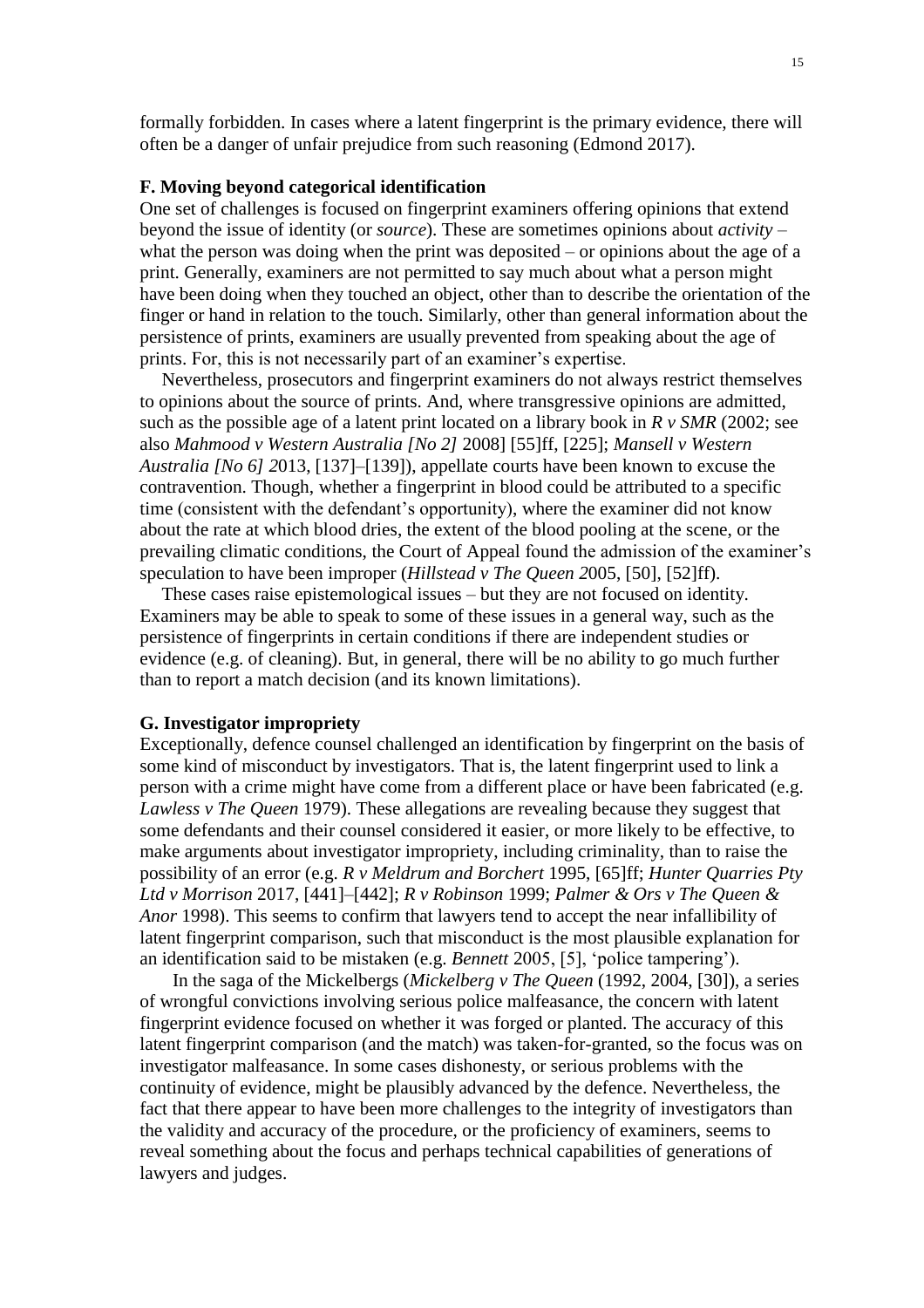formally forbidden. In cases where a latent fingerprint is the primary evidence, there will often be a danger of unfair prejudice from such reasoning (Edmond 2017).

**F. Moving beyond categorical identification**

One set of challenges is focused on fingerprint examiners offering opinions that extend beyond the issue of identity (or *source*). These are sometimes opinions about *activity* – what the person was doing when the print was deposited – or opinions about the age of a print. Generally, examiners are not permitted to say much about what a person might have been doing when they touched an object, other than to describe the orientation of the finger or hand in relation to the touch. Similarly, other than general information about the persistence of prints, examiners are usually prevented from speaking about the age of prints. For, this is not necessarily part of an examiner's expertise.

Nevertheless, prosecutors and fingerprint examiners do not always restrict themselves to opinions about the source of prints. And, where transgressive opinions are admitted, such as the possible age of a latent print located on a library book in *R v SMR* (2002; see also *Mahmood v Western Australia [No 2]* 2008] [55]ff, [225]; *Mansell v Western Australia [No 6] 2*013, [137]–[139]), appellate courts have been known to excuse the contravention. Though, whether a fingerprint in blood could be attributed to a specific time (consistent with the defendant's opportunity), where the examiner did not know about the rate at which blood dries, the extent of the blood pooling at the scene, or the prevailing climatic conditions, the Court of Appeal found the admission of the examiner's speculation to have been improper (*Hillstead v The Queen 2*005, [50], [52]ff).

These cases raise epistemological issues – but they are not focused on identity. Examiners may be able to speak to some of these issues in a general way, such as the persistence of fingerprints in certain conditions if there are independent studies or evidence (e.g. of cleaning). But, in general, there will be no ability to go much further than to report a match decision (and its known limitations).

**G. Investigator impropriety**

Exceptionally, defence counsel challenged an identification by fingerprint on the basis of some kind of misconduct by investigators. That is, the latent fingerprint used to link a person with a crime might have come from a different place or have been fabricated (e.g. *Lawless v The Queen* 1979). These allegations are revealing because they suggest that some defendants and their counsel considered it easier, or more likely to be effective, to make arguments about investigator impropriety, including criminality, than to raise the possibility of an error (e.g. *R v Meldrum and Borchert* 1995, [65]ff; *Hunter Quarries Pty Ltd v Morrison* 2017, [441]–[442]; *R v Robinson* 1999; *Palmer & Ors v The Queen & Anor* 1998). This seems to confirm that lawyers tend to accept the near infallibility of latent fingerprint comparison, such that misconduct is the most plausible explanation for an identification said to be mistaken (e.g. *Bennett* 2005, [5], 'police tampering').

In the saga of the Mickelbergs (*Mickelberg v The Queen* (1992, 2004, [30]), a series of wrongful convictions involving serious police malfeasance, the concern with latent fingerprint evidence focused on whether it was forged or planted. The accuracy of this latent fingerprint comparison (and the match) was taken-for-granted, so the focus was on investigator malfeasance. In some cases dishonesty, or serious problems with the continuity of evidence, might be plausibly advanced by the defence. Nevertheless, the fact that there appear to have been more challenges to the integrity of investigators than the validity and accuracy of the procedure, or the proficiency of examiners, seems to reveal something about the focus and perhaps technical capabilities of generations of lawyers and judges.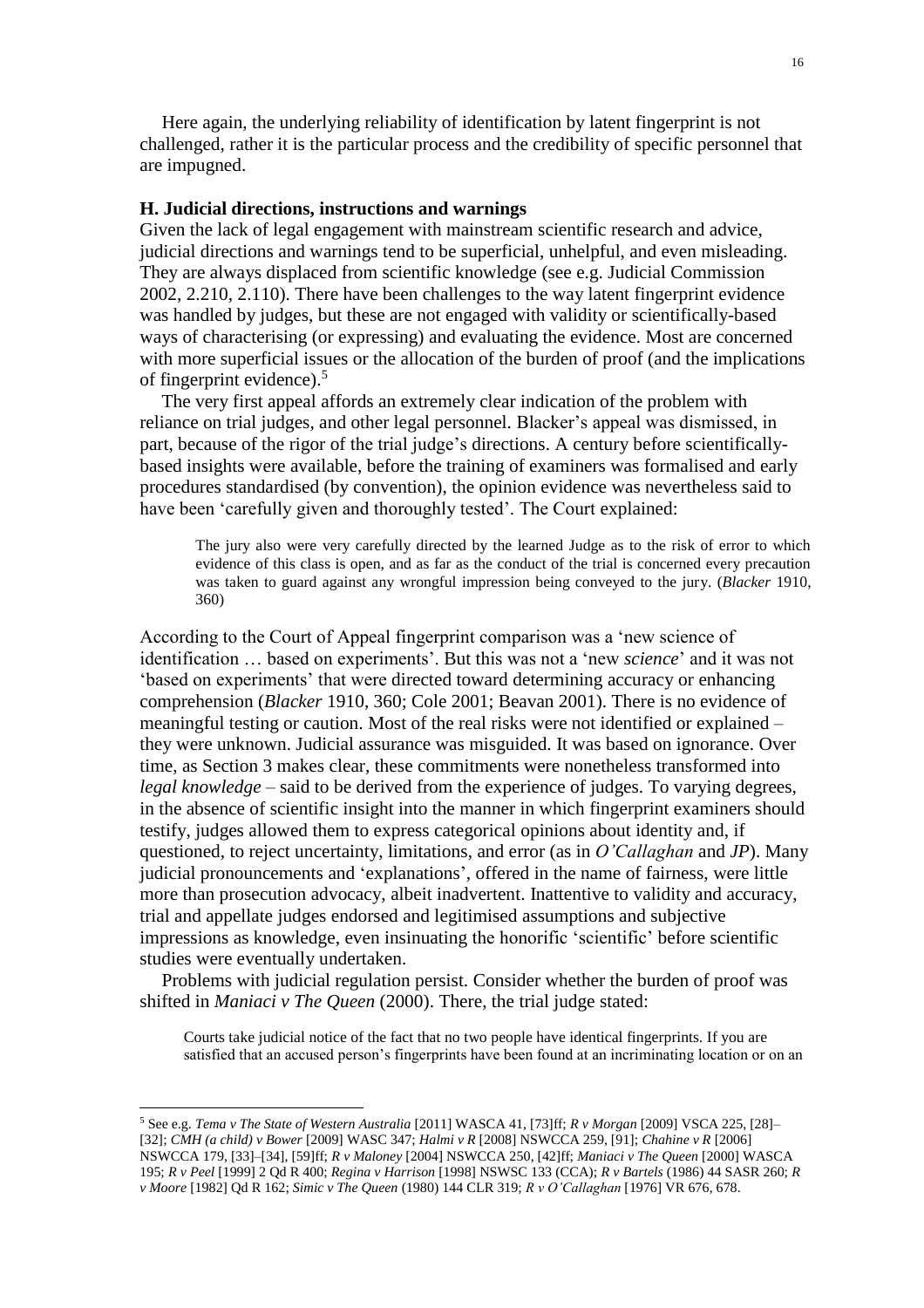Here again, the underlying reliability of identification by latent fingerprint is not challenged, rather it is the particular process and the credibility of specific personnel that are impugned.

### H. Judicial directions, instructions and warnings

Given the lack of legal engagement with mainstream scientific research and advice, judicial directions and warnings tend to be superficial, unhelpful, and even misleading. They are always displaced from scientific knowledge (see e.g. Judicial Commission 2002, 2.210, 2.110). There have been challenges to the way latent fingerprint evidence was handled by judges, but these are not engaged with validity or scientifically-based ways of characterising (or expressing) and evaluating the evidence. Most are concerned with more superficial issues or the allocation of the burden of proof (and the implications of fingerprint evidence).[5]

The very first appeal affords an extremely clear indication of the problem with reliance on trial judges, and other legal personnel. Blacker's appeal was dismissed, in part, because of the rigor of the trial judge's directions. A century before scientifically-based insights were available, before the training of examiners was formalised and early procedures standardised (by convention), the opinion evidence was nevertheless said to have been 'carefully given and thoroughly tested'. The Court explained:

> The jury also were very carefully directed by the learned Judge as to the risk of error to which evidence of this class is open, and as far as the conduct of the trial is concerned every precaution was taken to guard against any wrongful impression being conveyed to the jury. (*Blacker* 1910, 360)

According to the Court of Appeal fingerprint comparison was a 'new science of identification … based on experiments'. But this was not a 'new *science*' and it was not 'based on experiments' that were directed toward determining accuracy or enhancing comprehension (*Blacker* 1910, 360; Cole 2001; Beavan 2001). There is no evidence of meaningful testing or caution. Most of the real risks were not identified or explained – they were unknown. Judicial assurance was misguided. It was based on ignorance. Over time, as Section 3 makes clear, these commitments were nonetheless transformed into *legal knowledge* – said to be derived from the experience of judges. To varying degrees, in the absence of scientific insight into the manner in which fingerprint examiners should testify, judges allowed them to express categorical opinions about identity and, if questioned, to reject uncertainty, limitations, and error (as in *O'Callaghan* and *JP*). Many judicial pronouncements and 'explanations', offered in the name of fairness, were little more than prosecution advocacy, albeit inadvertent. Inattentive to validity and accuracy, trial and appellate judges endorsed and legitimised assumptions and subjective impressions as knowledge, even insinuating the honorific 'scientific' before scientific studies were eventually undertaken.

Problems with judicial regulation persist. Consider whether the burden of proof was shifted in *Maniaci v The Queen* (2000). There, the trial judge stated:

> Courts take judicial notice of the fact that no two people have identical fingerprints. If you are satisfied that an accused person's fingerprints have been found at an incriminating location or on an

---

[5] See e.g. *Tema v The State of Western Australia* [2011] WASCA 41, [73]ff; *R v Morgan* [2009] VSCA 225, [28]–[32]; *CMH (a child) v Bower* [2009] WASC 347; *Halmi v R* [2008] NSWCCA 259, [91]; *Chahine v R* [2006] NSWCCA 179, [33]–[34], [59]ff; *R v Maloney* [2004] NSWCCA 250, [42]ff; *Maniaci v The Queen* [2000] WASCA 195; *R v Peel* [1999] 2 Qd R 400; *Regina v Harrison* [1998] NSWSC 133 (CCA); *R v Bartels* (1986) 44 SASR 260; *R v Moore* [1982] Qd R 162; *Simic v The Queen* (1980) 144 CLR 319; *R v O'Callaghan* [1976] VR 676, 678.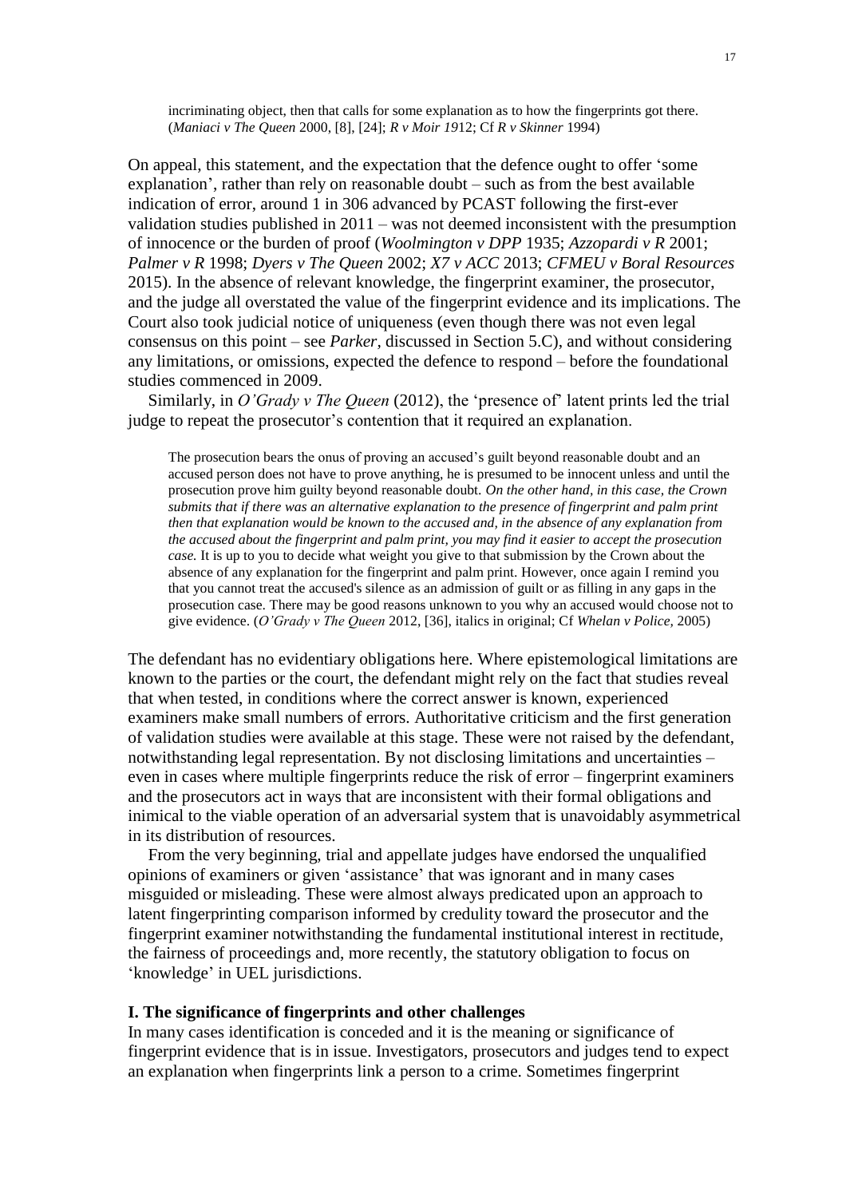> incriminating object, then that calls for some explanation as to how the fingerprints got there. (*Maniaci v The Queen* 2000, [8], [24]; *R v Moir 19*12; Cf *R v Skinner* 1994)

On appeal, this statement, and the expectation that the defence ought to offer 'some explanation', rather than rely on reasonable doubt – such as from the best available indication of error, around 1 in 306 advanced by PCAST following the first-ever validation studies published in 2011 – was not deemed inconsistent with the presumption of innocence or the burden of proof (*Woolmington v DPP* 1935; *Azzopardi v R* 2001; *Palmer v R* 1998; *Dyers v The Queen* 2002; *X7 v ACC* 2013; *CFMEU v Boral Resources* 2015). In the absence of relevant knowledge, the fingerprint examiner, the prosecutor, and the judge all overstated the value of the fingerprint evidence and its implications. The Court also took judicial notice of uniqueness (even though there was not even legal consensus on this point – see *Parker*, discussed in Section 5.C), and without considering any limitations, or omissions, expected the defence to respond – before the foundational studies commenced in 2009.

Similarly, in *O'Grady v The Queen* (2012), the 'presence of' latent prints led the trial judge to repeat the prosecutor's contention that it required an explanation.

> The prosecution bears the onus of proving an accused's guilt beyond reasonable doubt and an accused person does not have to prove anything, he is presumed to be innocent unless and until the prosecution prove him guilty beyond reasonable doubt. *On the other hand, in this case, the Crown submits that if there was an alternative explanation to the presence of fingerprint and palm print then that explanation would be known to the accused and, in the absence of any explanation from the accused about the fingerprint and palm print, you may find it easier to accept the prosecution case.* It is up to you to decide what weight you give to that submission by the Crown about the absence of any explanation for the fingerprint and palm print. However, once again I remind you that you cannot treat the accused's silence as an admission of guilt or as filling in any gaps in the prosecution case. There may be good reasons unknown to you why an accused would choose not to give evidence. (*O'Grady v The Queen* 2012, [36], italics in original; Cf *Whelan v Police*, 2005)

The defendant has no evidentiary obligations here. Where epistemological limitations are known to the parties or the court, the defendant might rely on the fact that studies reveal that when tested, in conditions where the correct answer is known, experienced examiners make small numbers of errors. Authoritative criticism and the first generation of validation studies were available at this stage. These were not raised by the defendant, notwithstanding legal representation. By not disclosing limitations and uncertainties – even in cases where multiple fingerprints reduce the risk of error – fingerprint examiners and the prosecutors act in ways that are inconsistent with their formal obligations and inimical to the viable operation of an adversarial system that is unavoidably asymmetrical in its distribution of resources.

From the very beginning, trial and appellate judges have endorsed the unqualified opinions of examiners or given 'assistance' that was ignorant and in many cases misguided or misleading. These were almost always predicated upon an approach to latent fingerprinting comparison informed by credulity toward the prosecutor and the fingerprint examiner notwithstanding the fundamental institutional interest in rectitude, the fairness of proceedings and, more recently, the statutory obligation to focus on 'knowledge' in UEL jurisdictions.

**I. The significance of fingerprints and other challenges**

In many cases identification is conceded and it is the meaning or significance of fingerprint evidence that is in issue. Investigators, prosecutors and judges tend to expect an explanation when fingerprints link a person to a crime. Sometimes fingerprint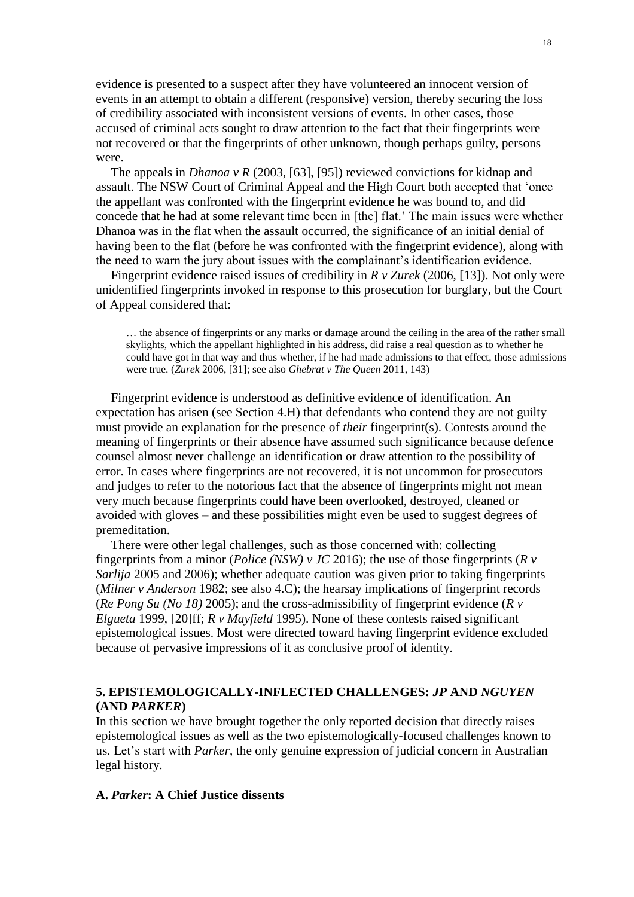evidence is presented to a suspect after they have volunteered an innocent version of events in an attempt to obtain a different (responsive) version, thereby securing the loss of credibility associated with inconsistent versions of events. In other cases, those accused of criminal acts sought to draw attention to the fact that their fingerprints were not recovered or that the fingerprints of other unknown, though perhaps guilty, persons were.

The appeals in *Dhanoa v R* (2003, [63], [95]) reviewed convictions for kidnap and assault. The NSW Court of Criminal Appeal and the High Court both accepted that 'once the appellant was confronted with the fingerprint evidence he was bound to, and did concede that he had at some relevant time been in [the] flat.' The main issues were whether Dhanoa was in the flat when the assault occurred, the significance of an initial denial of having been to the flat (before he was confronted with the fingerprint evidence), along with the need to warn the jury about issues with the complainant's identification evidence.

Fingerprint evidence raised issues of credibility in *R v Zurek* (2006, [13]). Not only were unidentified fingerprints invoked in response to this prosecution for burglary, but the Court of Appeal considered that:

> … the absence of fingerprints or any marks or damage around the ceiling in the area of the rather small skylights, which the appellant highlighted in his address, did raise a real question as to whether he could have got in that way and thus whether, if he had made admissions to that effect, those admissions were true. (*Zurek* 2006, [31]; see also *Ghebrat v The Queen* 2011, 143)

Fingerprint evidence is understood as definitive evidence of identification. An expectation has arisen (see Section 4.H) that defendants who contend they are not guilty must provide an explanation for the presence of *their* fingerprint(s). Contests around the meaning of fingerprints or their absence have assumed such significance because defence counsel almost never challenge an identification or draw attention to the possibility of error. In cases where fingerprints are not recovered, it is not uncommon for prosecutors and judges to refer to the notorious fact that the absence of fingerprints might not mean very much because fingerprints could have been overlooked, destroyed, cleaned or avoided with gloves – and these possibilities might even be used to suggest degrees of premeditation.

There were other legal challenges, such as those concerned with: collecting fingerprints from a minor (*Police (NSW) v JC* 2016); the use of those fingerprints (*R v Sarlija* 2005 and 2006); whether adequate caution was given prior to taking fingerprints (*Milner v Anderson* 1982; see also 4.C); the hearsay implications of fingerprint records (*Re Pong Su (No 18)* 2005); and the cross-admissibility of fingerprint evidence (*R v Elgueta* 1999, [20]ff; *R v Mayfield* 1995). None of these contests raised significant epistemological issues. Most were directed toward having fingerprint evidence excluded because of pervasive impressions of it as conclusive proof of identity.

## 5. EPISTEMOLOGICALLY-INFLECTED CHALLENGES: *JP* AND *NGUYEN* (AND *PARKER*)

In this section we have brought together the only reported decision that directly raises epistemological issues as well as the two epistemologically-focused challenges known to us. Let's start with *Parker*, the only genuine expression of judicial concern in Australian legal history.

### A. *Parker*: A Chief Justice dissents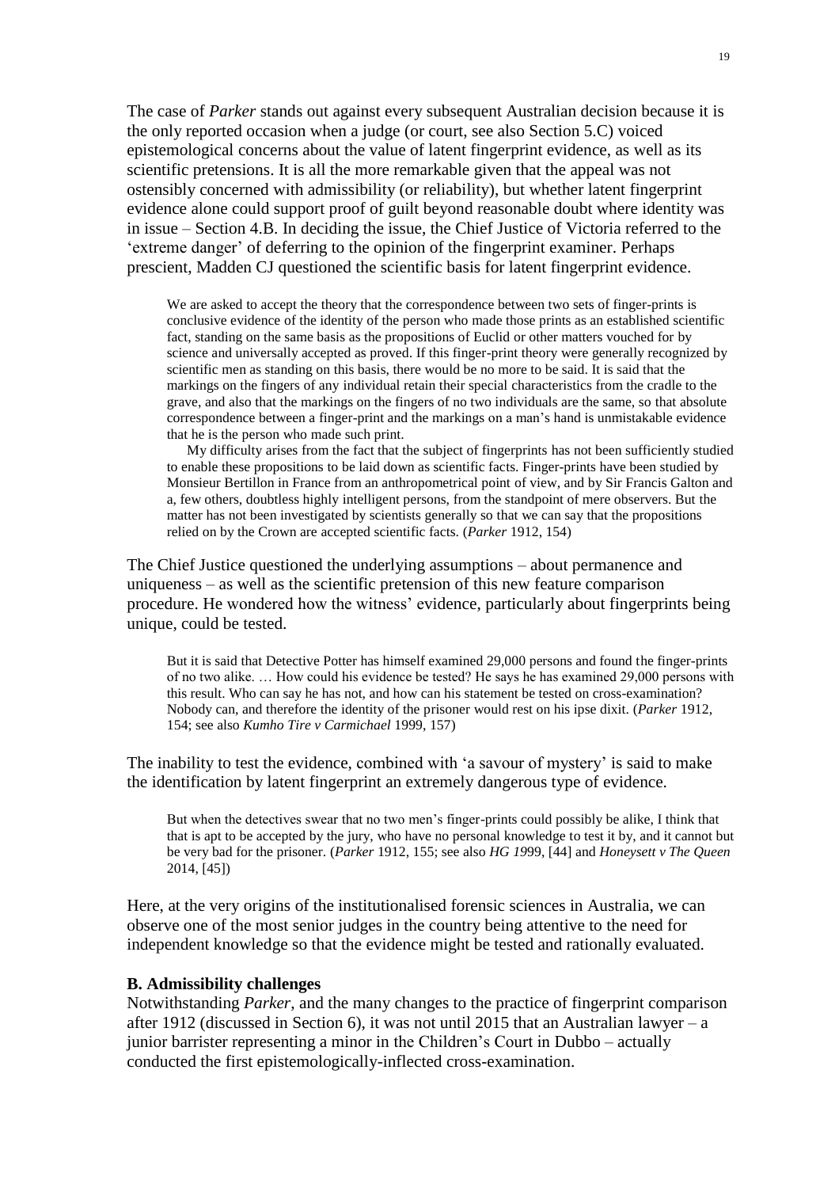The case of *Parker* stands out against every subsequent Australian decision because it is the only reported occasion when a judge (or court, see also Section 5.C) voiced epistemological concerns about the value of latent fingerprint evidence, as well as its scientific pretensions. It is all the more remarkable given that the appeal was not ostensibly concerned with admissibility (or reliability), but whether latent fingerprint evidence alone could support proof of guilt beyond reasonable doubt where identity was in issue – Section 4.B. In deciding the issue, the Chief Justice of Victoria referred to the 'extreme danger' of deferring to the opinion of the fingerprint examiner. Perhaps prescient, Madden CJ questioned the scientific basis for latent fingerprint evidence.

> We are asked to accept the theory that the correspondence between two sets of finger-prints is conclusive evidence of the identity of the person who made those prints as an established scientific fact, standing on the same basis as the propositions of Euclid or other matters vouched for by science and universally accepted as proved. If this finger-print theory were generally recognized by scientific men as standing on this basis, there would be no more to be said. It is said that the markings on the fingers of any individual retain their special characteristics from the cradle to the grave, and also that the markings on the fingers of no two individuals are the same, so that absolute correspondence between a finger-print and the markings on a man's hand is unmistakable evidence that he is the person who made such print.
>
> My difficulty arises from the fact that the subject of fingerprints has not been sufficiently studied to enable these propositions to be laid down as scientific facts. Finger-prints have been studied by Monsieur Bertillon in France from an anthropometrical point of view, and by Sir Francis Galton and a, few others, doubtless highly intelligent persons, from the standpoint of mere observers. But the matter has not been investigated by scientists generally so that we can say that the propositions relied on by the Crown are accepted scientific facts. (*Parker* 1912, 154)

The Chief Justice questioned the underlying assumptions – about permanence and uniqueness – as well as the scientific pretension of this new feature comparison procedure. He wondered how the witness' evidence, particularly about fingerprints being unique, could be tested.

> But it is said that Detective Potter has himself examined 29,000 persons and found the finger-prints of no two alike. … How could his evidence be tested? He says he has examined 29,000 persons with this result. Who can say he has not, and how can his statement be tested on cross-examination? Nobody can, and therefore the identity of the prisoner would rest on his ipse dixit. (*Parker* 1912, 154; see also *Kumho Tire v Carmichael* 1999, 157)

The inability to test the evidence, combined with 'a savour of mystery' is said to make the identification by latent fingerprint an extremely dangerous type of evidence.

> But when the detectives swear that no two men's finger-prints could possibly be alike, I think that that is apt to be accepted by the jury, who have no personal knowledge to test it by, and it cannot but be very bad for the prisoner. (*Parker* 1912, 155; see also *HG 19*99, [44] and *Honeysett v The Queen* 2014, [45])

Here, at the very origins of the institutionalised forensic sciences in Australia, we can observe one of the most senior judges in the country being attentive to the need for independent knowledge so that the evidence might be tested and rationally evaluated.

**B. Admissibility challenges**

Notwithstanding *Parker*, and the many changes to the practice of fingerprint comparison after 1912 (discussed in Section 6), it was not until 2015 that an Australian lawyer – a junior barrister representing a minor in the Children's Court in Dubbo – actually conducted the first epistemologically-inflected cross-examination.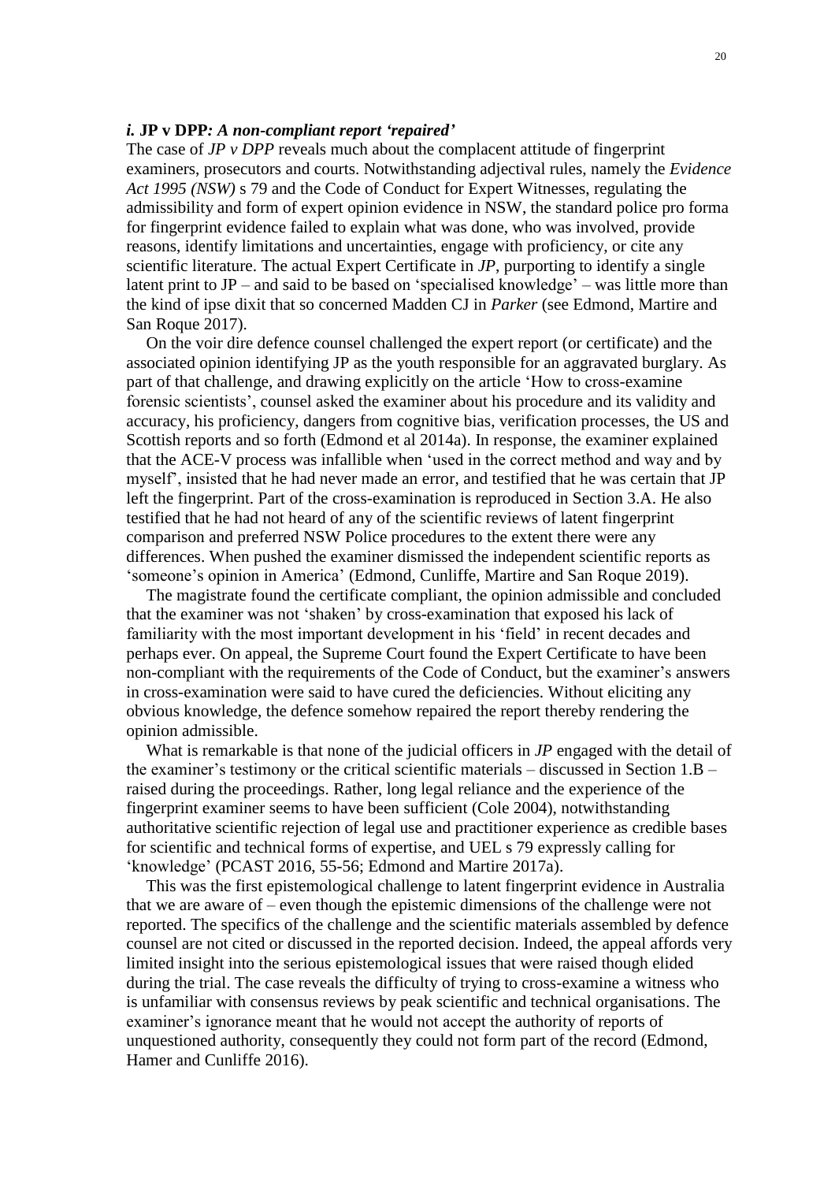### *i.* **JP v DPP***: A non-compliant report 'repaired'*

The case of *JP v DPP* reveals much about the complacent attitude of fingerprint examiners, prosecutors and courts. Notwithstanding adjectival rules, namely the *Evidence Act 1995 (NSW)* s 79 and the Code of Conduct for Expert Witnesses, regulating the admissibility and form of expert opinion evidence in NSW, the standard police pro forma for fingerprint evidence failed to explain what was done, who was involved, provide reasons, identify limitations and uncertainties, engage with proficiency, or cite any scientific literature. The actual Expert Certificate in *JP*, purporting to identify a single latent print to JP – and said to be based on 'specialised knowledge' – was little more than the kind of ipse dixit that so concerned Madden CJ in *Parker* (see Edmond, Martire and San Roque 2017).

On the voir dire defence counsel challenged the expert report (or certificate) and the associated opinion identifying JP as the youth responsible for an aggravated burglary. As part of that challenge, and drawing explicitly on the article 'How to cross-examine forensic scientists', counsel asked the examiner about his procedure and its validity and accuracy, his proficiency, dangers from cognitive bias, verification processes, the US and Scottish reports and so forth (Edmond et al 2014a). In response, the examiner explained that the ACE-V process was infallible when 'used in the correct method and way and by myself', insisted that he had never made an error, and testified that he was certain that JP left the fingerprint. Part of the cross-examination is reproduced in Section 3.A. He also testified that he had not heard of any of the scientific reviews of latent fingerprint comparison and preferred NSW Police procedures to the extent there were any differences. When pushed the examiner dismissed the independent scientific reports as 'someone's opinion in America' (Edmond, Cunliffe, Martire and San Roque 2019).

The magistrate found the certificate compliant, the opinion admissible and concluded that the examiner was not 'shaken' by cross-examination that exposed his lack of familiarity with the most important development in his 'field' in recent decades and perhaps ever. On appeal, the Supreme Court found the Expert Certificate to have been non-compliant with the requirements of the Code of Conduct, but the examiner's answers in cross-examination were said to have cured the deficiencies. Without eliciting any obvious knowledge, the defence somehow repaired the report thereby rendering the opinion admissible.

What is remarkable is that none of the judicial officers in *JP* engaged with the detail of the examiner's testimony or the critical scientific materials – discussed in Section 1.B – raised during the proceedings. Rather, long legal reliance and the experience of the fingerprint examiner seems to have been sufficient (Cole 2004), notwithstanding authoritative scientific rejection of legal use and practitioner experience as credible bases for scientific and technical forms of expertise, and UEL s 79 expressly calling for 'knowledge' (PCAST 2016, 55-56; Edmond and Martire 2017a).

This was the first epistemological challenge to latent fingerprint evidence in Australia that we are aware of – even though the epistemic dimensions of the challenge were not reported. The specifics of the challenge and the scientific materials assembled by defence counsel are not cited or discussed in the reported decision. Indeed, the appeal affords very limited insight into the serious epistemological issues that were raised though elided during the trial. The case reveals the difficulty of trying to cross-examine a witness who is unfamiliar with consensus reviews by peak scientific and technical organisations. The examiner's ignorance meant that he would not accept the authority of reports of unquestioned authority, consequently they could not form part of the record (Edmond, Hamer and Cunliffe 2016).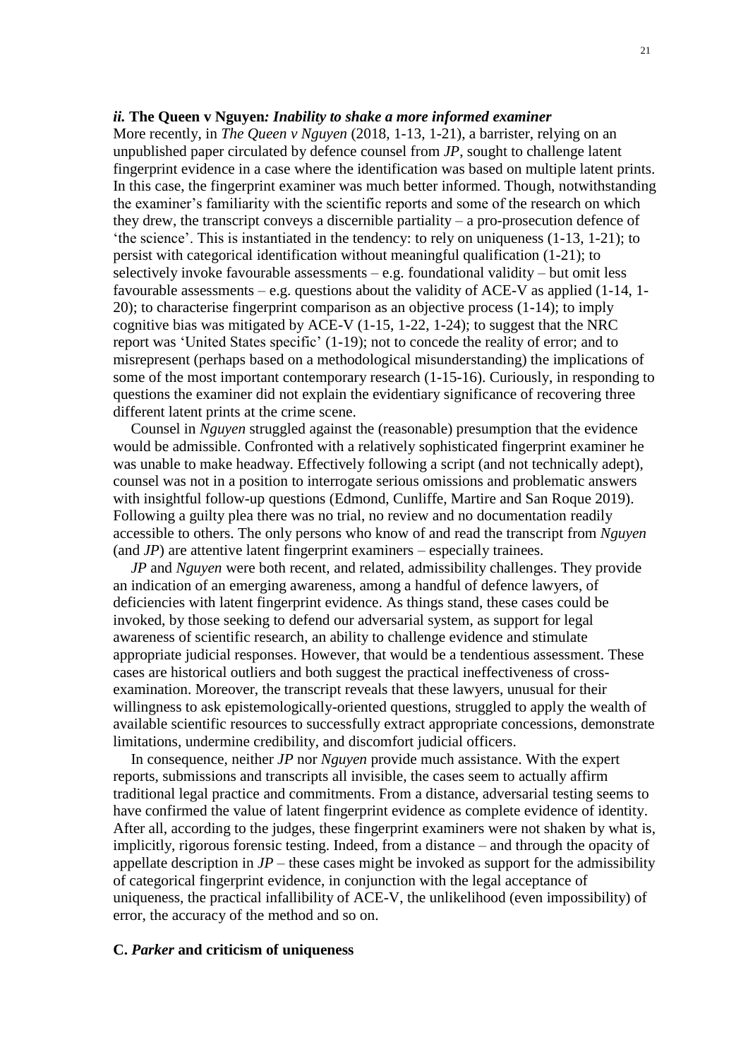### *ii.* **The Queen v Nguyen*: Inability to shake a more informed examiner***

More recently, in *The Queen v Nguyen* (2018, 1-13, 1-21), a barrister, relying on an unpublished paper circulated by defence counsel from *JP*, sought to challenge latent fingerprint evidence in a case where the identification was based on multiple latent prints. In this case, the fingerprint examiner was much better informed. Though, notwithstanding the examiner's familiarity with the scientific reports and some of the research on which they drew, the transcript conveys a discernible partiality – a pro-prosecution defence of 'the science'. This is instantiated in the tendency: to rely on uniqueness (1-13, 1-21); to persist with categorical identification without meaningful qualification (1-21); to selectively invoke favourable assessments – e.g. foundational validity – but omit less favourable assessments – e.g. questions about the validity of ACE-V as applied (1-14, 1-20); to characterise fingerprint comparison as an objective process (1-14); to imply cognitive bias was mitigated by ACE-V (1-15, 1-22, 1-24); to suggest that the NRC report was 'United States specific' (1-19); not to concede the reality of error; and to misrepresent (perhaps based on a methodological misunderstanding) the implications of some of the most important contemporary research (1-15-16). Curiously, in responding to questions the examiner did not explain the evidentiary significance of recovering three different latent prints at the crime scene.

Counsel in *Nguyen* struggled against the (reasonable) presumption that the evidence would be admissible. Confronted with a relatively sophisticated fingerprint examiner he was unable to make headway. Effectively following a script (and not technically adept), counsel was not in a position to interrogate serious omissions and problematic answers with insightful follow-up questions (Edmond, Cunliffe, Martire and San Roque 2019). Following a guilty plea there was no trial, no review and no documentation readily accessible to others. The only persons who know of and read the transcript from *Nguyen* (and *JP*) are attentive latent fingerprint examiners – especially trainees.

*JP* and *Nguyen* were both recent, and related, admissibility challenges. They provide an indication of an emerging awareness, among a handful of defence lawyers, of deficiencies with latent fingerprint evidence. As things stand, these cases could be invoked, by those seeking to defend our adversarial system, as support for legal awareness of scientific research, an ability to challenge evidence and stimulate appropriate judicial responses. However, that would be a tendentious assessment. These cases are historical outliers and both suggest the practical ineffectiveness of cross-examination. Moreover, the transcript reveals that these lawyers, unusual for their willingness to ask epistemologically-oriented questions, struggled to apply the wealth of available scientific resources to successfully extract appropriate concessions, demonstrate limitations, undermine credibility, and discomfort judicial officers.

In consequence, neither *JP* nor *Nguyen* provide much assistance. With the expert reports, submissions and transcripts all invisible, the cases seem to actually affirm traditional legal practice and commitments. From a distance, adversarial testing seems to have confirmed the value of latent fingerprint evidence as complete evidence of identity. After all, according to the judges, these fingerprint examiners were not shaken by what is, implicitly, rigorous forensic testing. Indeed, from a distance – and through the opacity of appellate description in *JP* – these cases might be invoked as support for the admissibility of categorical fingerprint evidence, in conjunction with the legal acceptance of uniqueness, the practical infallibility of ACE-V, the unlikelihood (even impossibility) of error, the accuracy of the method and so on.

### **C. *Parker* and criticism of uniqueness**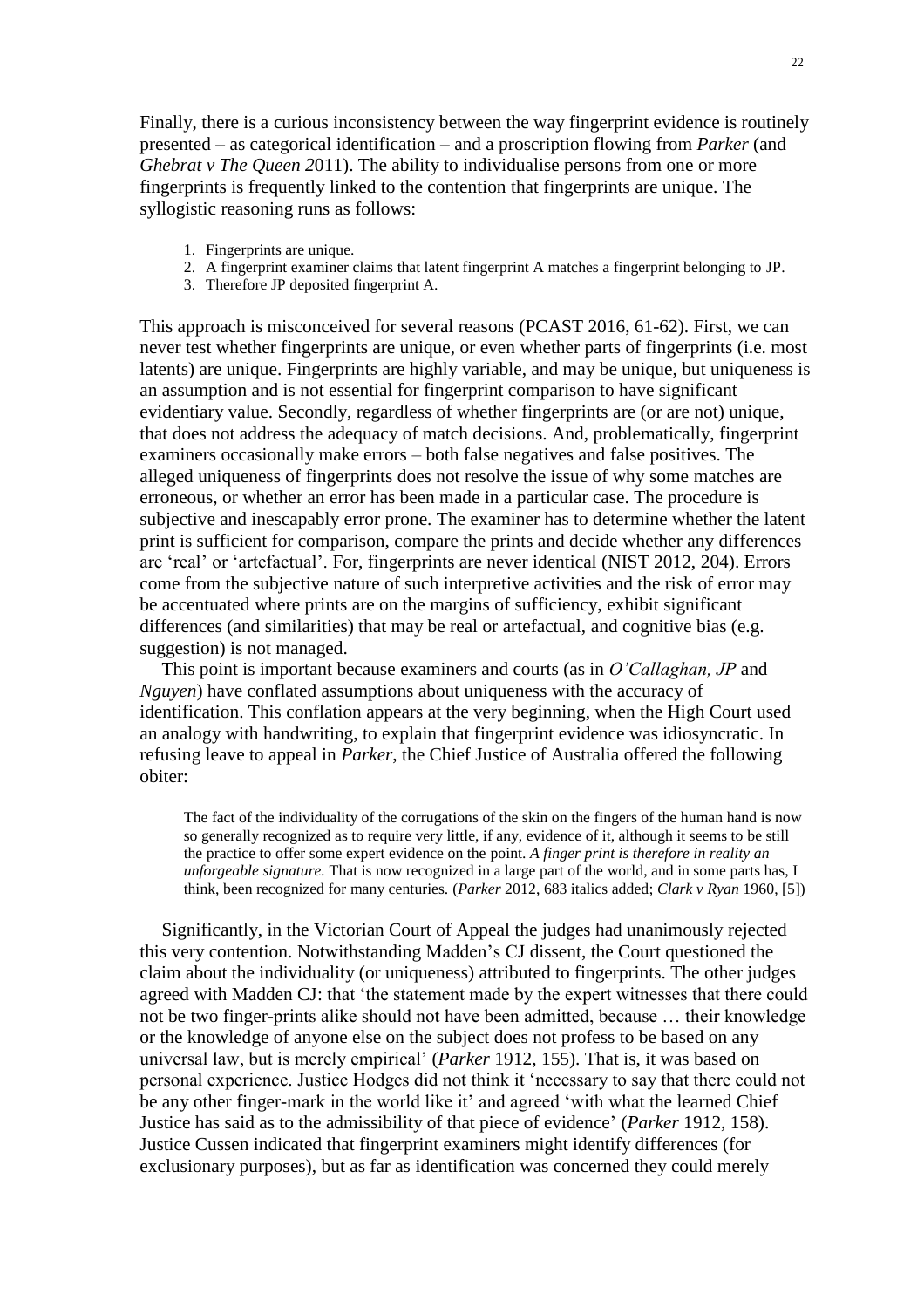Finally, there is a curious inconsistency between the way fingerprint evidence is routinely presented – as categorical identification – and a proscription flowing from *Parker* (and *Ghebrat v The Queen 2*011). The ability to individualise persons from one or more fingerprints is frequently linked to the contention that fingerprints are unique. The syllogistic reasoning runs as follows:

1. Fingerprints are unique.
2. A fingerprint examiner claims that latent fingerprint A matches a fingerprint belonging to JP.
3. Therefore JP deposited fingerprint A.

This approach is misconceived for several reasons (PCAST 2016, 61-62). First, we can never test whether fingerprints are unique, or even whether parts of fingerprints (i.e. most latents) are unique. Fingerprints are highly variable, and may be unique, but uniqueness is an assumption and is not essential for fingerprint comparison to have significant evidentiary value. Secondly, regardless of whether fingerprints are (or are not) unique, that does not address the adequacy of match decisions. And, problematically, fingerprint examiners occasionally make errors – both false negatives and false positives. The alleged uniqueness of fingerprints does not resolve the issue of why some matches are erroneous, or whether an error has been made in a particular case. The procedure is subjective and inescapably error prone. The examiner has to determine whether the latent print is sufficient for comparison, compare the prints and decide whether any differences are 'real' or 'artefactual'. For, fingerprints are never identical (NIST 2012, 204). Errors come from the subjective nature of such interpretive activities and the risk of error may be accentuated where prints are on the margins of sufficiency, exhibit significant differences (and similarities) that may be real or artefactual, and cognitive bias (e.g. suggestion) is not managed.

This point is important because examiners and courts (as in *O'Callaghan, JP* and *Nguyen*) have conflated assumptions about uniqueness with the accuracy of identification. This conflation appears at the very beginning, when the High Court used an analogy with handwriting, to explain that fingerprint evidence was idiosyncratic. In refusing leave to appeal in *Parker*, the Chief Justice of Australia offered the following obiter:

> The fact of the individuality of the corrugations of the skin on the fingers of the human hand is now so generally recognized as to require very little, if any, evidence of it, although it seems to be still the practice to offer some expert evidence on the point. *A finger print is therefore in reality an unforgeable signature.* That is now recognized in a large part of the world, and in some parts has, I think, been recognized for many centuries. (*Parker* 2012, 683 italics added; *Clark v Ryan* 1960, [5])

Significantly, in the Victorian Court of Appeal the judges had unanimously rejected this very contention. Notwithstanding Madden's CJ dissent, the Court questioned the claim about the individuality (or uniqueness) attributed to fingerprints. The other judges agreed with Madden CJ: that 'the statement made by the expert witnesses that there could not be two finger-prints alike should not have been admitted, because … their knowledge or the knowledge of anyone else on the subject does not profess to be based on any universal law, but is merely empirical' (*Parker* 1912, 155). That is, it was based on personal experience. Justice Hodges did not think it 'necessary to say that there could not be any other finger-mark in the world like it' and agreed 'with what the learned Chief Justice has said as to the admissibility of that piece of evidence' (*Parker* 1912, 158). Justice Cussen indicated that fingerprint examiners might identify differences (for exclusionary purposes), but as far as identification was concerned they could merely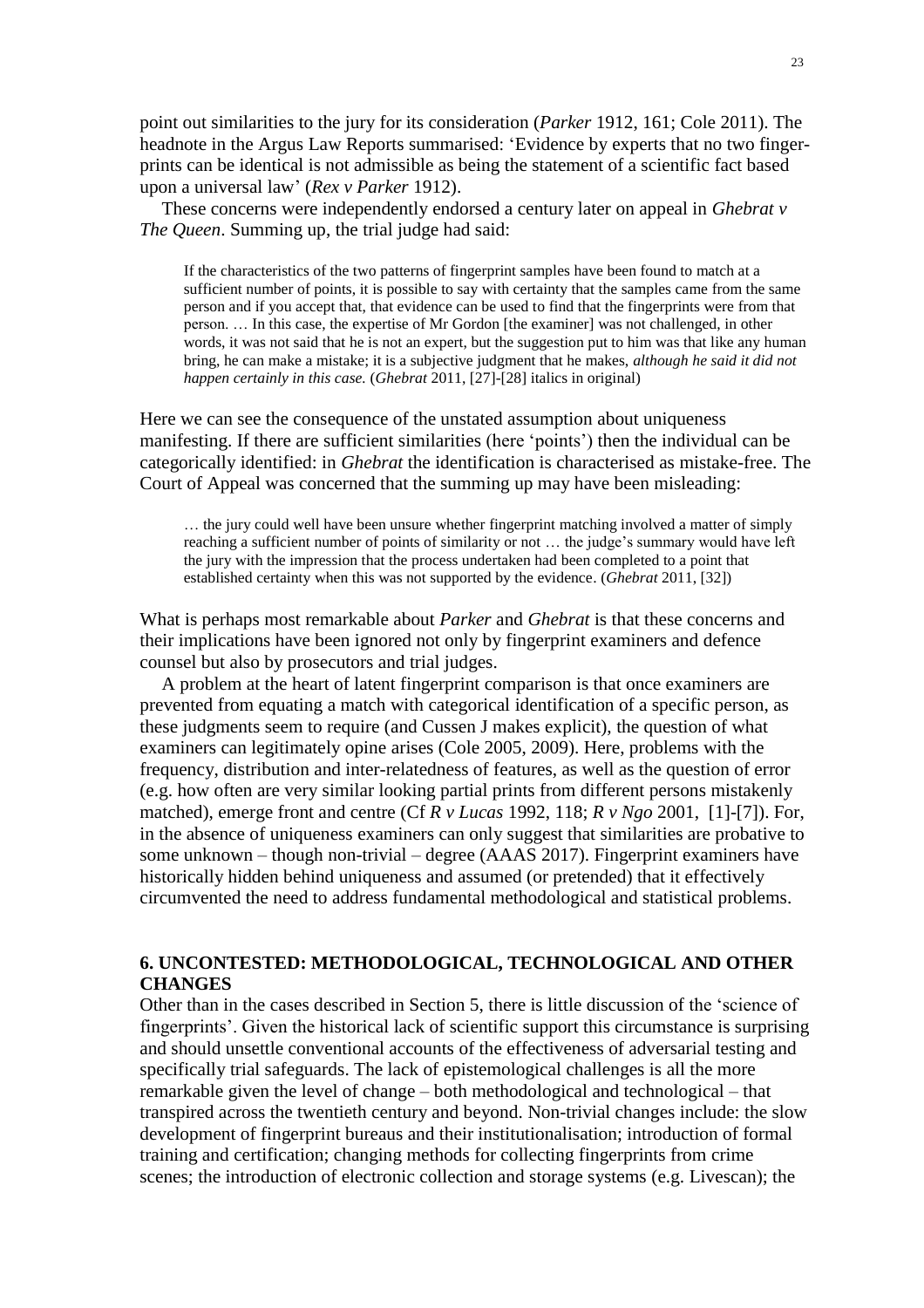point out similarities to the jury for its consideration (*Parker* 1912, 161; Cole 2011). The headnote in the Argus Law Reports summarised: 'Evidence by experts that no two finger-prints can be identical is not admissible as being the statement of a scientific fact based upon a universal law' (*Rex v Parker* 1912).

These concerns were independently endorsed a century later on appeal in *Ghebrat v The Queen*. Summing up, the trial judge had said:

> If the characteristics of the two patterns of fingerprint samples have been found to match at a sufficient number of points, it is possible to say with certainty that the samples came from the same person and if you accept that, that evidence can be used to find that the fingerprints were from that person. … In this case, the expertise of Mr Gordon [the examiner] was not challenged, in other words, it was not said that he is not an expert, but the suggestion put to him was that like any human bring, he can make a mistake; it is a subjective judgment that he makes, *although he said it did not happen certainly in this case.* (*Ghebrat* 2011, [27]-[28] italics in original)

Here we can see the consequence of the unstated assumption about uniqueness manifesting. If there are sufficient similarities (here 'points') then the individual can be categorically identified: in *Ghebrat* the identification is characterised as mistake-free. The Court of Appeal was concerned that the summing up may have been misleading:

> … the jury could well have been unsure whether fingerprint matching involved a matter of simply reaching a sufficient number of points of similarity or not … the judge's summary would have left the jury with the impression that the process undertaken had been completed to a point that established certainty when this was not supported by the evidence. (*Ghebrat* 2011, [32])

What is perhaps most remarkable about *Parker* and *Ghebrat* is that these concerns and their implications have been ignored not only by fingerprint examiners and defence counsel but also by prosecutors and trial judges.

A problem at the heart of latent fingerprint comparison is that once examiners are prevented from equating a match with categorical identification of a specific person, as these judgments seem to require (and Cussen J makes explicit), the question of what examiners can legitimately opine arises (Cole 2005, 2009). Here, problems with the frequency, distribution and inter-relatedness of features, as well as the question of error (e.g. how often are very similar looking partial prints from different persons mistakenly matched), emerge front and centre (Cf *R v Lucas* 1992, 118; *R v Ngo* 2001, [1]-[7]). For, in the absence of uniqueness examiners can only suggest that similarities are probative to some unknown – though non-trivial – degree (AAAS 2017). Fingerprint examiners have historically hidden behind uniqueness and assumed (or pretended) that it effectively circumvented the need to address fundamental methodological and statistical problems.

## 6. UNCONTESTED: METHODOLOGICAL, TECHNOLOGICAL AND OTHER CHANGES

Other than in the cases described in Section 5, there is little discussion of the 'science of fingerprints'. Given the historical lack of scientific support this circumstance is surprising and should unsettle conventional accounts of the effectiveness of adversarial testing and specifically trial safeguards. The lack of epistemological challenges is all the more remarkable given the level of change – both methodological and technological – that transpired across the twentieth century and beyond. Non-trivial changes include: the slow development of fingerprint bureaus and their institutionalisation; introduction of formal training and certification; changing methods for collecting fingerprints from crime scenes; the introduction of electronic collection and storage systems (e.g. Livescan); the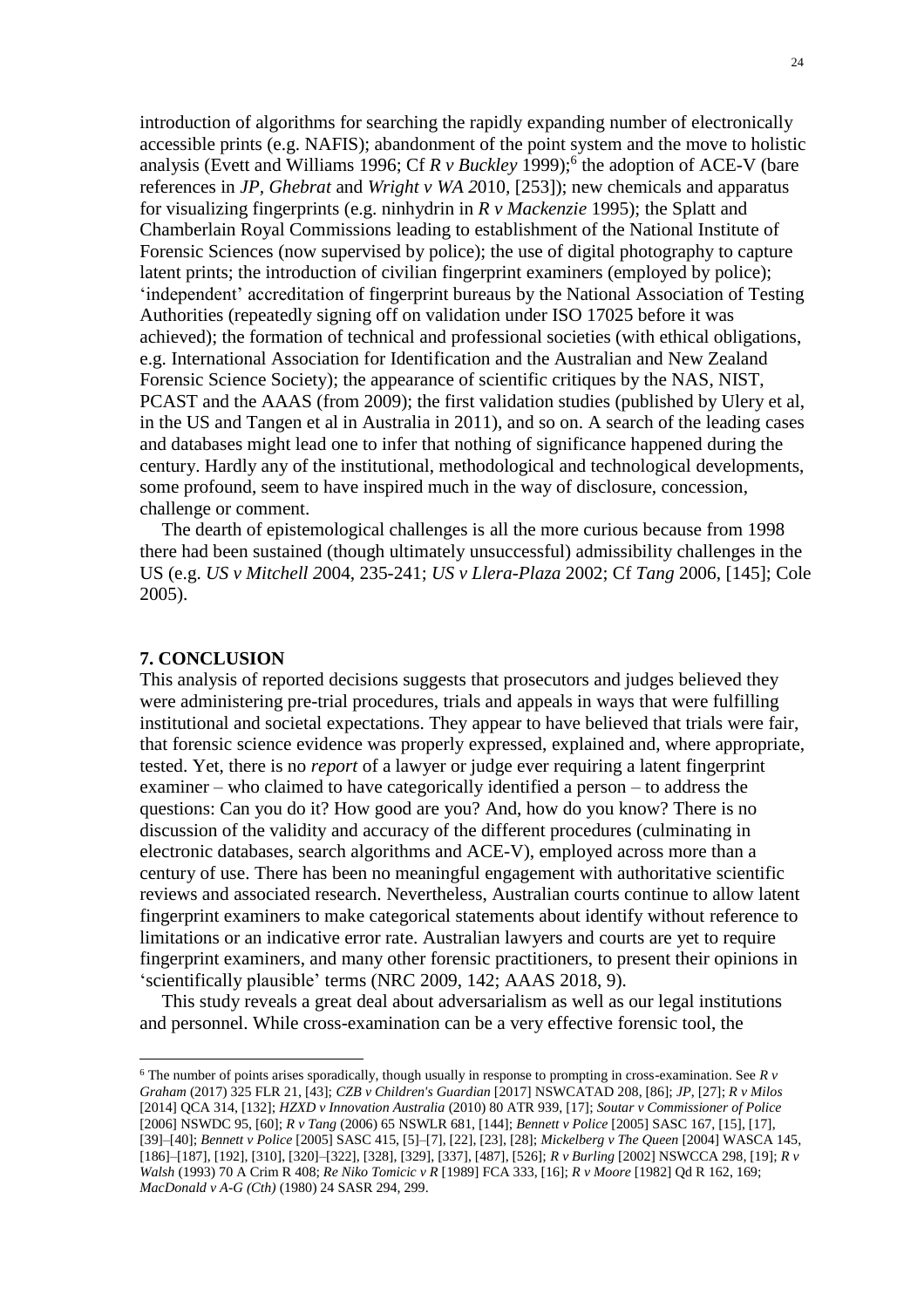introduction of algorithms for searching the rapidly expanding number of electronically accessible prints (e.g. NAFIS); abandonment of the point system and the move to holistic analysis (Evett and Williams 1996; Cf *R v Buckley* 1999);[6] the adoption of ACE-V (bare references in *JP*, *Ghebrat* and *Wright v WA 2*010, [253]); new chemicals and apparatus for visualizing fingerprints (e.g. ninhydrin in *R v Mackenzie* 1995); the Splatt and Chamberlain Royal Commissions leading to establishment of the National Institute of Forensic Sciences (now supervised by police); the use of digital photography to capture latent prints; the introduction of civilian fingerprint examiners (employed by police); 'independent' accreditation of fingerprint bureaus by the National Association of Testing Authorities (repeatedly signing off on validation under ISO 17025 before it was achieved); the formation of technical and professional societies (with ethical obligations, e.g. International Association for Identification and the Australian and New Zealand Forensic Science Society); the appearance of scientific critiques by the NAS, NIST, PCAST and the AAAS (from 2009); the first validation studies (published by Ulery et al, in the US and Tangen et al in Australia in 2011), and so on. A search of the leading cases and databases might lead one to infer that nothing of significance happened during the century. Hardly any of the institutional, methodological and technological developments, some profound, seem to have inspired much in the way of disclosure, concession, challenge or comment.

The dearth of epistemological challenges is all the more curious because from 1998 there had been sustained (though ultimately unsuccessful) admissibility challenges in the US (e.g. *US v Mitchell 2*004, 235-241; *US v Llera-Plaza* 2002; Cf *Tang* 2006, [145]; Cole 2005).

## 7. CONCLUSION

This analysis of reported decisions suggests that prosecutors and judges believed they were administering pre-trial procedures, trials and appeals in ways that were fulfilling institutional and societal expectations. They appear to have believed that trials were fair, that forensic science evidence was properly expressed, explained and, where appropriate, tested. Yet, there is no *report* of a lawyer or judge ever requiring a latent fingerprint examiner – who claimed to have categorically identified a person – to address the questions: Can you do it? How good are you? And, how do you know? There is no discussion of the validity and accuracy of the different procedures (culminating in electronic databases, search algorithms and ACE-V), employed across more than a century of use. There has been no meaningful engagement with authoritative scientific reviews and associated research. Nevertheless, Australian courts continue to allow latent fingerprint examiners to make categorical statements about identify without reference to limitations or an indicative error rate. Australian lawyers and courts are yet to require fingerprint examiners, and many other forensic practitioners, to present their opinions in 'scientifically plausible' terms (NRC 2009, 142; AAAS 2018, 9).

This study reveals a great deal about adversarialism as well as our legal institutions and personnel. While cross-examination can be a very effective forensic tool, the

---

[6] The number of points arises sporadically, though usually in response to prompting in cross-examination. See *R v Graham* (2017) 325 FLR 21, [43]; *CZB v Children's Guardian* [2017] NSWCATAD 208, [86]; *JP*, [27]; *R v Milos* [2014] QCA 314, [132]; *HZXD v Innovation Australia* (2010) 80 ATR 939, [17]; *Soutar v Commissioner of Police* [2006] NSWDC 95, [60]; *R v Tang* (2006) 65 NSWLR 681, [144]; *Bennett v Police* [2005] SASC 167, [15], [17], [39]–[40]; *Bennett v Police* [2005] SASC 415, [5]–[7], [22], [23], [28]; *Mickelberg v The Queen* [2004] WASCA 145, [186]–[187], [192], [310], [320]–[322], [328], [329], [337], [487], [526]; *R v Burling* [2002] NSWCCA 298, [19]; *R v Walsh* (1993) 70 A Crim R 408; *Re Niko Tomicic v R* [1989] FCA 333, [16]; *R v Moore* [1982] Qd R 162, 169; *MacDonald v A-G (Cth)* (1980) 24 SASR 294, 299.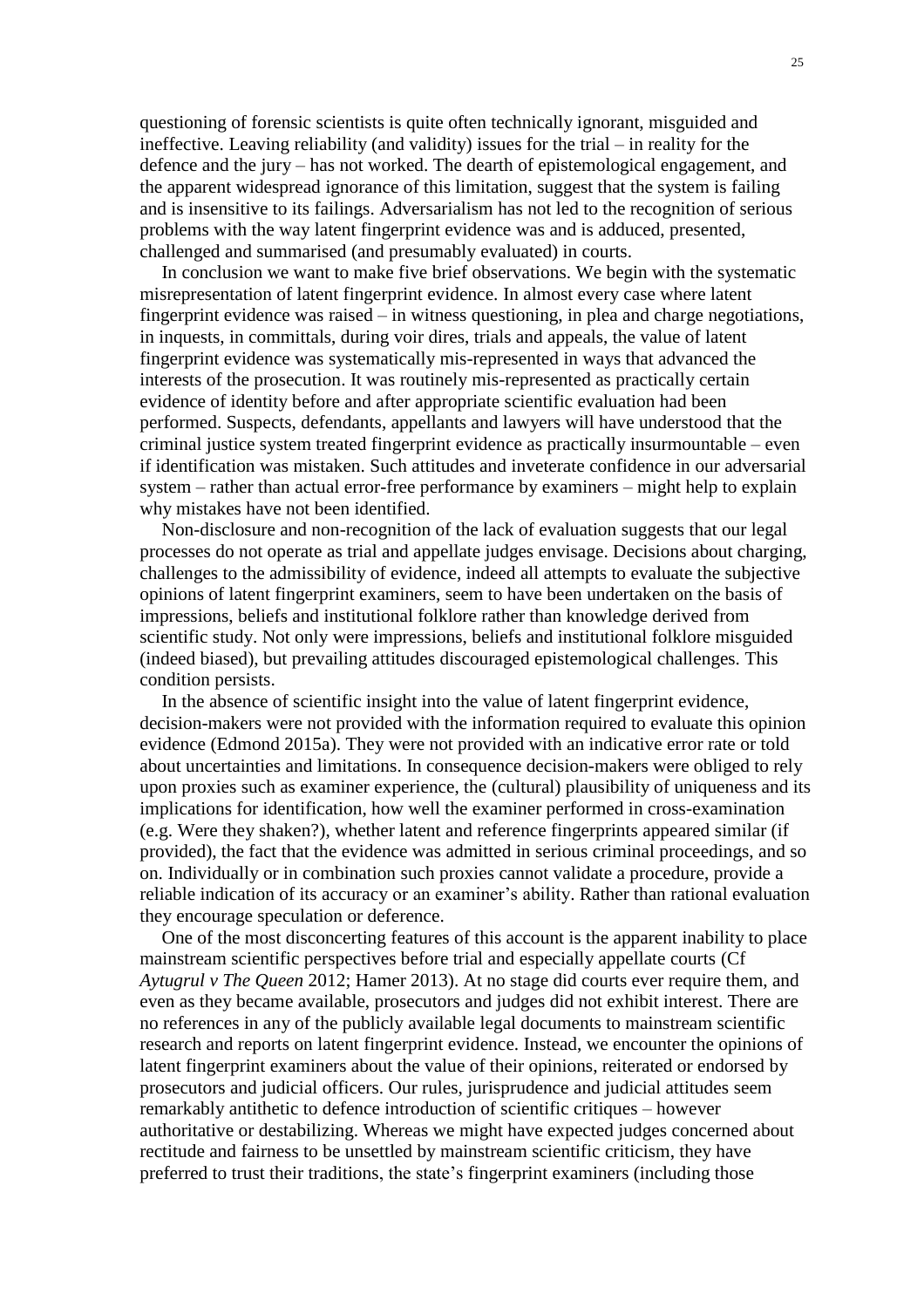questioning of forensic scientists is quite often technically ignorant, misguided and ineffective. Leaving reliability (and validity) issues for the trial – in reality for the defence and the jury – has not worked. The dearth of epistemological engagement, and the apparent widespread ignorance of this limitation, suggest that the system is failing and is insensitive to its failings. Adversarialism has not led to the recognition of serious problems with the way latent fingerprint evidence was and is adduced, presented, challenged and summarised (and presumably evaluated) in courts.

In conclusion we want to make five brief observations. We begin with the systematic misrepresentation of latent fingerprint evidence. In almost every case where latent fingerprint evidence was raised – in witness questioning, in plea and charge negotiations, in inquests, in committals, during voir dires, trials and appeals, the value of latent fingerprint evidence was systematically mis-represented in ways that advanced the interests of the prosecution. It was routinely mis-represented as practically certain evidence of identity before and after appropriate scientific evaluation had been performed. Suspects, defendants, appellants and lawyers will have understood that the criminal justice system treated fingerprint evidence as practically insurmountable – even if identification was mistaken. Such attitudes and inveterate confidence in our adversarial system – rather than actual error-free performance by examiners – might help to explain why mistakes have not been identified.

Non-disclosure and non-recognition of the lack of evaluation suggests that our legal processes do not operate as trial and appellate judges envisage. Decisions about charging, challenges to the admissibility of evidence, indeed all attempts to evaluate the subjective opinions of latent fingerprint examiners, seem to have been undertaken on the basis of impressions, beliefs and institutional folklore rather than knowledge derived from scientific study. Not only were impressions, beliefs and institutional folklore misguided (indeed biased), but prevailing attitudes discouraged epistemological challenges. This condition persists.

In the absence of scientific insight into the value of latent fingerprint evidence, decision-makers were not provided with the information required to evaluate this opinion evidence (Edmond 2015a). They were not provided with an indicative error rate or told about uncertainties and limitations. In consequence decision-makers were obliged to rely upon proxies such as examiner experience, the (cultural) plausibility of uniqueness and its implications for identification, how well the examiner performed in cross-examination (e.g. Were they shaken?), whether latent and reference fingerprints appeared similar (if provided), the fact that the evidence was admitted in serious criminal proceedings, and so on. Individually or in combination such proxies cannot validate a procedure, provide a reliable indication of its accuracy or an examiner's ability. Rather than rational evaluation they encourage speculation or deference.

One of the most disconcerting features of this account is the apparent inability to place mainstream scientific perspectives before trial and especially appellate courts (Cf *Aytugrul v The Queen* 2012; Hamer 2013). At no stage did courts ever require them, and even as they became available, prosecutors and judges did not exhibit interest. There are no references in any of the publicly available legal documents to mainstream scientific research and reports on latent fingerprint evidence. Instead, we encounter the opinions of latent fingerprint examiners about the value of their opinions, reiterated or endorsed by prosecutors and judicial officers. Our rules, jurisprudence and judicial attitudes seem remarkably antithetic to defence introduction of scientific critiques – however authoritative or destabilizing. Whereas we might have expected judges concerned about rectitude and fairness to be unsettled by mainstream scientific criticism, they have preferred to trust their traditions, the state's fingerprint examiners (including those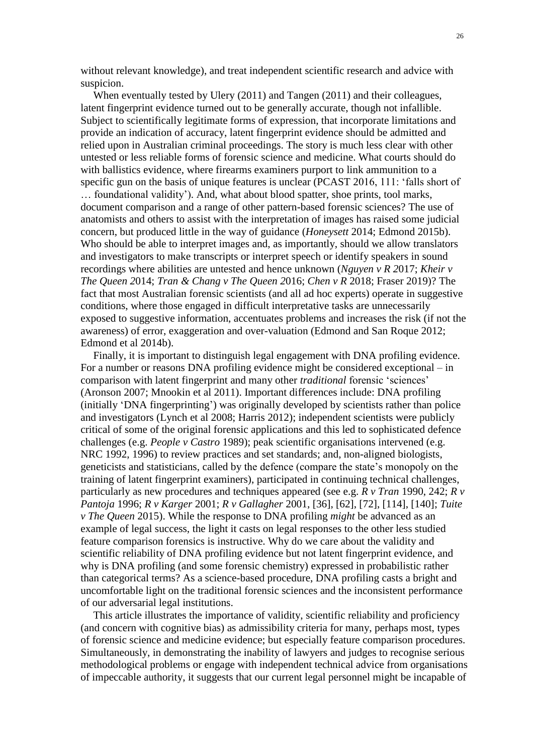without relevant knowledge), and treat independent scientific research and advice with suspicion.

When eventually tested by Ulery (2011) and Tangen (2011) and their colleagues, latent fingerprint evidence turned out to be generally accurate, though not infallible. Subject to scientifically legitimate forms of expression, that incorporate limitations and provide an indication of accuracy, latent fingerprint evidence should be admitted and relied upon in Australian criminal proceedings. The story is much less clear with other untested or less reliable forms of forensic science and medicine. What courts should do with ballistics evidence, where firearms examiners purport to link ammunition to a specific gun on the basis of unique features is unclear (PCAST 2016, 111: 'falls short of … foundational validity'). And, what about blood spatter, shoe prints, tool marks, document comparison and a range of other pattern-based forensic sciences? The use of anatomists and others to assist with the interpretation of images has raised some judicial concern, but produced little in the way of guidance (*Honeysett* 2014; Edmond 2015b). Who should be able to interpret images and, as importantly, should we allow translators and investigators to make transcripts or interpret speech or identify speakers in sound recordings where abilities are untested and hence unknown (*Nguyen v R 2*017; *Kheir v The Queen 2*014; *Tran & Chang v The Queen 2*016; *Chen v R* 2018; Fraser 2019)? The fact that most Australian forensic scientists (and all ad hoc experts) operate in suggestive conditions, where those engaged in difficult interpretative tasks are unnecessarily exposed to suggestive information, accentuates problems and increases the risk (if not the awareness) of error, exaggeration and over-valuation (Edmond and San Roque 2012; Edmond et al 2014b).

Finally, it is important to distinguish legal engagement with DNA profiling evidence. For a number or reasons DNA profiling evidence might be considered exceptional – in comparison with latent fingerprint and many other *traditional* forensic 'sciences' (Aronson 2007; Mnookin et al 2011). Important differences include: DNA profiling (initially 'DNA fingerprinting') was originally developed by scientists rather than police and investigators (Lynch et al 2008; Harris 2012); independent scientists were publicly critical of some of the original forensic applications and this led to sophisticated defence challenges (e.g. *People v Castro* 1989); peak scientific organisations intervened (e.g. NRC 1992, 1996) to review practices and set standards; and, non-aligned biologists, geneticists and statisticians, called by the defence (compare the state's monopoly on the training of latent fingerprint examiners), participated in continuing technical challenges, particularly as new procedures and techniques appeared (see e.g. *R v Tran* 1990, 242; *R v Pantoja* 1996; *R v Karger* 2001; *R v Gallagher* 2001, [36], [62], [72], [114], [140]; *Tuite v The Queen* 2015). While the response to DNA profiling *might* be advanced as an example of legal success, the light it casts on legal responses to the other less studied feature comparison forensics is instructive. Why do we care about the validity and scientific reliability of DNA profiling evidence but not latent fingerprint evidence, and why is DNA profiling (and some forensic chemistry) expressed in probabilistic rather than categorical terms? As a science-based procedure, DNA profiling casts a bright and uncomfortable light on the traditional forensic sciences and the inconsistent performance of our adversarial legal institutions.

This article illustrates the importance of validity, scientific reliability and proficiency (and concern with cognitive bias) as admissibility criteria for many, perhaps most, types of forensic science and medicine evidence; but especially feature comparison procedures. Simultaneously, in demonstrating the inability of lawyers and judges to recognise serious methodological problems or engage with independent technical advice from organisations of impeccable authority, it suggests that our current legal personnel might be incapable of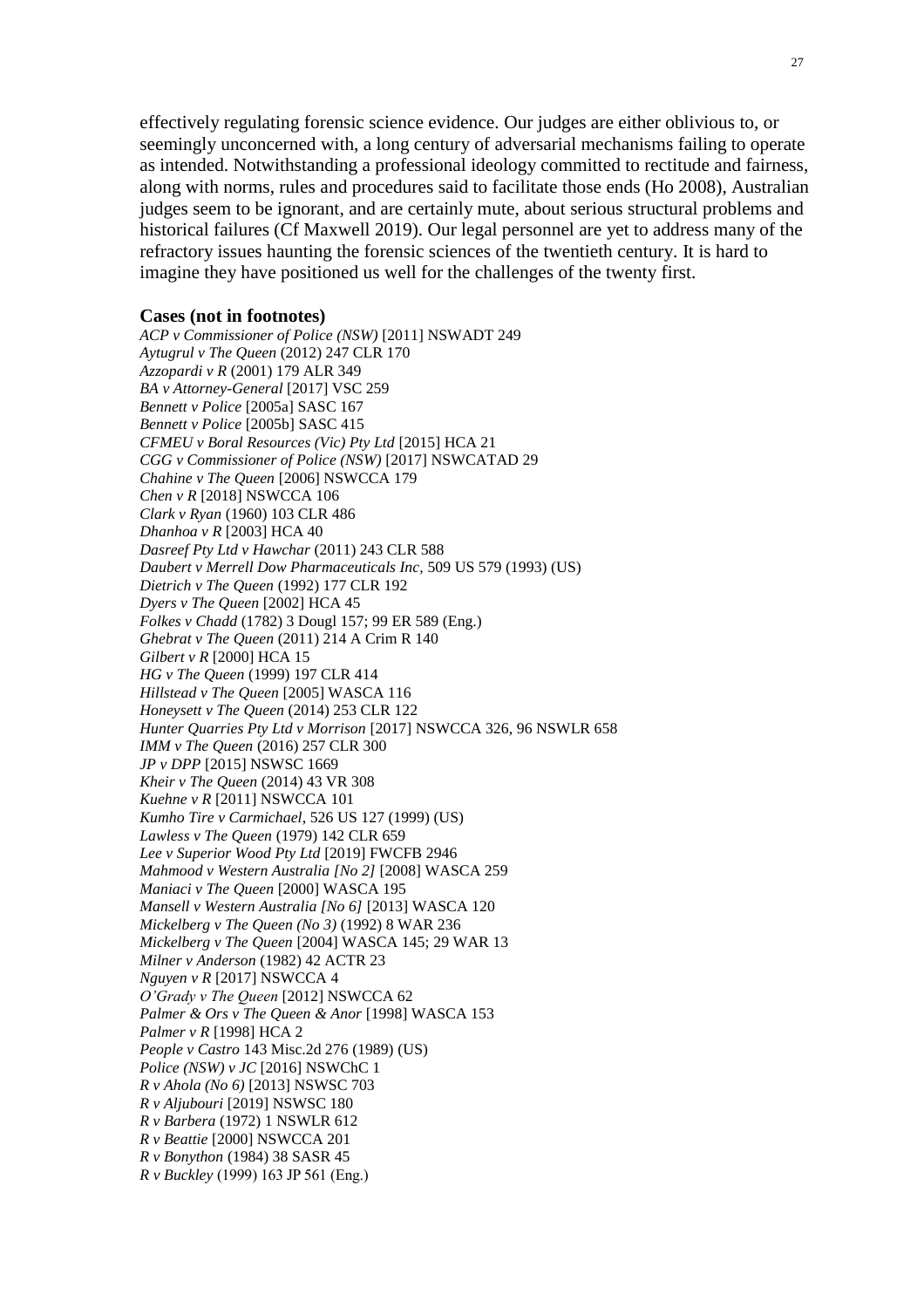effectively regulating forensic science evidence. Our judges are either oblivious to, or seemingly unconcerned with, a long century of adversarial mechanisms failing to operate as intended. Notwithstanding a professional ideology committed to rectitude and fairness, along with norms, rules and procedures said to facilitate those ends (Ho 2008), Australian judges seem to be ignorant, and are certainly mute, about serious structural problems and historical failures (Cf Maxwell 2019). Our legal personnel are yet to address many of the refractory issues haunting the forensic sciences of the twentieth century. It is hard to imagine they have positioned us well for the challenges of the twenty first.

**Cases (not in footnotes)**

*ACP v Commissioner of Police (NSW)* [2011] NSWADT 249
*Aytugrul v The Queen* (2012) 247 CLR 170
*Azzopardi v R* (2001) 179 ALR 349
*BA v Attorney-General* [2017] VSC 259
*Bennett v Police* [2005a] SASC 167
*Bennett v Police* [2005b] SASC 415
*CFMEU v Boral Resources (Vic) Pty Ltd* [2015] HCA 21
*CGG v Commissioner of Police (NSW)* [2017] NSWCATAD 29
*Chahine v The Queen* [2006] NSWCCA 179
*Chen v R* [2018] NSWCCA 106
*Clark v Ryan* (1960) 103 CLR 486
*Dhanhoa v R* [2003] HCA 40
*Dasreef Pty Ltd v Hawchar* (2011) 243 CLR 588
*Daubert v Merrell Dow Pharmaceuticals Inc*, 509 US 579 (1993) (US)
*Dietrich v The Queen* (1992) 177 CLR 192
*Dyers v The Queen* [2002] HCA 45
*Folkes v Chadd* (1782) 3 Dougl 157; 99 ER 589 (Eng.)
*Ghebrat v The Queen* (2011) 214 A Crim R 140
*Gilbert v R* [2000] HCA 15
*HG v The Queen* (1999) 197 CLR 414
*Hillstead v The Queen* [2005] WASCA 116
*Honeysett v The Queen* (2014) 253 CLR 122
*Hunter Quarries Pty Ltd v Morrison* [2017] NSWCCA 326, 96 NSWLR 658
*IMM v The Queen* (2016) 257 CLR 300
*JP v DPP* [2015] NSWSC 1669
*Kheir v The Queen* (2014) 43 VR 308
*Kuehne v R* [2011] NSWCCA 101
*Kumho Tire v Carmichael*, 526 US 127 (1999) (US)
*Lawless v The Queen* (1979) 142 CLR 659
*Lee v Superior Wood Pty Ltd* [2019] FWCFB 2946
*Mahmood v Western Australia [No 2]* [2008] WASCA 259
*Maniaci v The Queen* [2000] WASCA 195
*Mansell v Western Australia [No 6]* [2013] WASCA 120
*Mickelberg v The Queen (No 3)* (1992) 8 WAR 236
*Mickelberg v The Queen* [2004] WASCA 145; 29 WAR 13
*Milner v Anderson* (1982) 42 ACTR 23
*Nguyen v R* [2017] NSWCCA 4
*O'Grady v The Queen* [2012] NSWCCA 62
*Palmer & Ors v The Queen & Anor* [1998] WASCA 153
*Palmer v R* [1998] HCA 2
*People v Castro* 143 Misc.2d 276 (1989) (US)
*Police (NSW) v JC* [2016] NSWChC 1
*R v Ahola (No 6)* [2013] NSWSC 703
*R v Aljubouri* [2019] NSWSC 180
*R v Barbera* (1972) 1 NSWLR 612
*R v Beattie* [2000] NSWCCA 201
*R v Bonython* (1984) 38 SASR 45
*R v Buckley* (1999) 163 JP 561 (Eng.)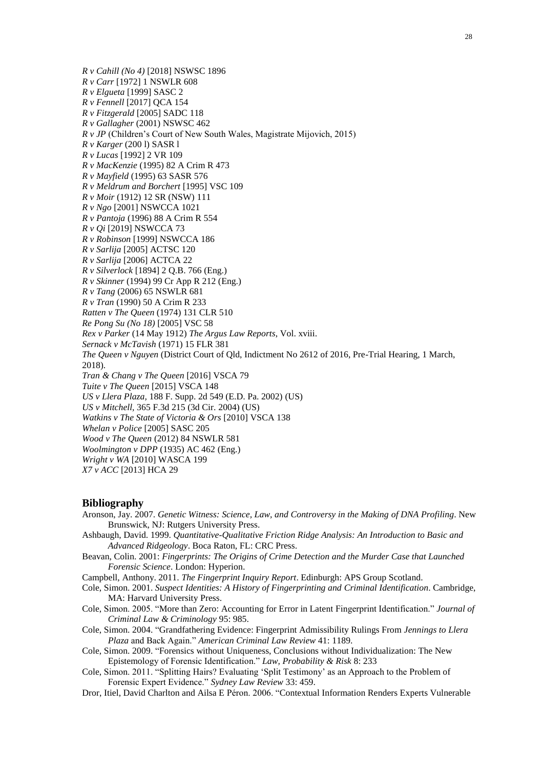*R v Cahill (No 4)* [2018] NSWSC 1896
*R v Carr* [1972] 1 NSWLR 608
*R v Elgueta* [1999] SASC 2
*R v Fennell* [2017] QCA 154
*R v Fitzgerald* [2005] SADC 118
*R v Gallagher* (2001) NSWSC 462
*R v JP* (Children's Court of New South Wales, Magistrate Mijovich, 2015)
*R v Karger* (200 l) SASR l
*R v Lucas* [1992] 2 VR 109
*R v MacKenzie* (1995) 82 A Crim R 473
*R v Mayfield* (1995) 63 SASR 576
*R v Meldrum and Borchert* [1995] VSC 109
*R v Moir* (1912) 12 SR (NSW) 111
*R v Ngo* [2001] NSWCCA 1021
*R v Pantoja* (1996) 88 A Crim R 554
*R v Qi* [2019] NSWCCA 73
*R v Robinson* [1999] NSWCCA 186
*R v Sarlija* [2005] ACTSC 120
*R v Sarlija* [2006] ACTCA 22
*R v Silverlock* [1894] 2 Q.B. 766 (Eng.)
*R v Skinner* (1994) 99 Cr App R 212 (Eng.)
*R v Tang* (2006) 65 NSWLR 681
*R v Tran* (1990) 50 A Crim R 233
*Ratten v The Queen* (1974) 131 CLR 510
*Re Pong Su (No 18)* [2005] VSC 58
*Rex v Parker* (14 May 1912) *The Argus Law Reports*, Vol. xviii.
*Sernack v McTavish* (1971) 15 FLR 381
*The Queen v Nguyen* (District Court of Qld, Indictment No 2612 of 2016, Pre-Trial Hearing, 1 March, 2018).
*Tran & Chang v The Queen* [2016] VSCA 79
*Tuite v The Queen* [2015] VSCA 148
*US v Llera Plaza,* 188 F. Supp. 2d 549 (E.D. Pa. 2002) (US)
*US v Mitchell,* 365 F.3d 215 (3d Cir. 2004) (US)
*Watkins v The State of Victoria & Ors* [2010] VSCA 138
*Whelan v Police* [2005] SASC 205
*Wood v The Queen* (2012) 84 NSWLR 581
*Woolmington v DPP* (1935) AC 462 (Eng.)
*Wright v WA* [2010] WASCA 199
*X7 v ACC* [2013] HCA 29

## Bibliography

Aronson, Jay. 2007. *Genetic Witness: Science, Law, and Controversy in the Making of DNA Profiling*. New Brunswick, NJ: Rutgers University Press.

Ashbaugh, David. 1999. *Quantitative-Qualitative Friction Ridge Analysis: An Introduction to Basic and Advanced Ridgeology*. Boca Raton, FL: CRC Press.

Beavan, Colin. 2001: *Fingerprints: The Origins of Crime Detection and the Murder Case that Launched Forensic Science*. London: Hyperion.

Campbell, Anthony. 2011. *The Fingerprint Inquiry Report*. Edinburgh: APS Group Scotland.

Cole, Simon. 2001. *Suspect Identities: A History of Fingerprinting and Criminal Identification*. Cambridge, MA: Harvard University Press.

Cole, Simon. 2005. "More than Zero: Accounting for Error in Latent Fingerprint Identification." *Journal of Criminal Law & Criminology* 95: 985.

Cole, Simon. 2004. "Grandfathering Evidence: Fingerprint Admissibility Rulings From *Jennings to Llera Plaza* and Back Again." *American Criminal Law Review* 41: 1189.

Cole, Simon. 2009. "Forensics without Uniqueness, Conclusions without Individualization: The New Epistemology of Forensic Identification." *Law, Probability & Risk* 8: 233

Cole, Simon. 2011. "Splitting Hairs? Evaluating 'Split Testimony' as an Approach to the Problem of Forensic Expert Evidence." *Sydney Law Review* 33: 459.

Dror, Itiel, David Charlton and Ailsa E Péron. 2006. "Contextual Information Renders Experts Vulnerable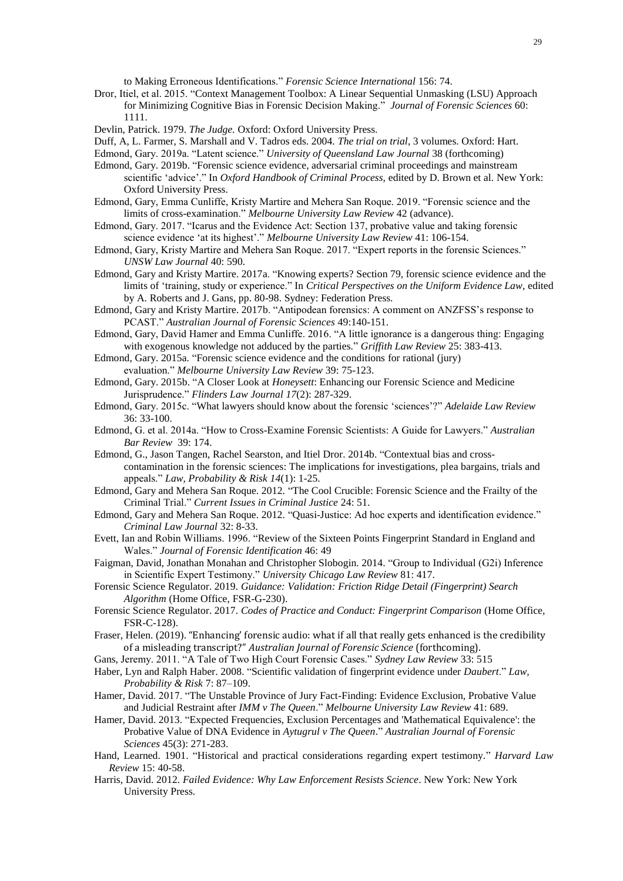to Making Erroneous Identifications." *Forensic Science International* 156: 74.

Dror, Itiel, et al. 2015. "Context Management Toolbox: A Linear Sequential Unmasking (LSU) Approach for Minimizing Cognitive Bias in Forensic Decision Making." *Journal of Forensic Sciences* 60: 1111.

Devlin, Patrick. 1979. *The Judge.* Oxford: Oxford University Press.

Duff, A, L. Farmer, S. Marshall and V. Tadros eds. 2004. *The trial on trial*, 3 volumes. Oxford: Hart.

Edmond, Gary. 2019a. "Latent science." *University of Queensland Law Journal* 38 (forthcoming)

Edmond, Gary. 2019b. "Forensic science evidence, adversarial criminal proceedings and mainstream scientific 'advice'." In *Oxford Handbook of Criminal Process*, edited by D. Brown et al. New York: Oxford University Press.

Edmond, Gary, Emma Cunliffe, Kristy Martire and Mehera San Roque. 2019. "Forensic science and the limits of cross-examination." *Melbourne University Law Review* 42 (advance).

Edmond, Gary. 2017. "Icarus and the Evidence Act: Section 137, probative value and taking forensic science evidence 'at its highest'." *Melbourne University Law Review* 41: 106-154.

Edmond, Gary, Kristy Martire and Mehera San Roque. 2017. "Expert reports in the forensic Sciences." *UNSW Law Journal* 40: 590.

Edmond, Gary and Kristy Martire. 2017a. "Knowing experts? Section 79, forensic science evidence and the limits of 'training, study or experience." In *Critical Perspectives on the Uniform Evidence Law*, edited by A. Roberts and J. Gans, pp. 80-98. Sydney: Federation Press.

Edmond, Gary and Kristy Martire. 2017b. "Antipodean forensics: A comment on ANZFSS's response to PCAST." *Australian Journal of Forensic Sciences* 49:140-151.

Edmond, Gary, David Hamer and Emma Cunliffe. 2016. "A little ignorance is a dangerous thing: Engaging with exogenous knowledge not adduced by the parties." *Griffith Law Review* 25: 383-413.

Edmond, Gary. 2015a. "Forensic science evidence and the conditions for rational (jury) evaluation." *Melbourne University Law Review* 39: 75-123.

Edmond, Gary. 2015b. "A Closer Look at *Honeysett*: Enhancing our Forensic Science and Medicine Jurisprudence." *Flinders Law Journal 17*(2): 287-329.

Edmond, Gary. 2015c. "What lawyers should know about the forensic 'sciences'?" *Adelaide Law Review* 36: 33-100.

Edmond, G. et al. 2014a. "How to Cross-Examine Forensic Scientists: A Guide for Lawyers." *Australian Bar Review* 39: 174.

Edmond, G., Jason Tangen, Rachel Searston, and Itiel Dror. 2014b. "Contextual bias and cross-contamination in the forensic sciences: The implications for investigations, plea bargains, trials and appeals." *Law, Probability & Risk 14*(1): 1-25.

Edmond, Gary and Mehera San Roque. 2012. "The Cool Crucible: Forensic Science and the Frailty of the Criminal Trial." *Current Issues in Criminal Justice* 24: 51.

Edmond, Gary and Mehera San Roque. 2012. "Quasi-Justice: Ad hoc experts and identification evidence." *Criminal Law Journal* 32: 8-33.

Evett, Ian and Robin Williams. 1996. "Review of the Sixteen Points Fingerprint Standard in England and Wales." *Journal of Forensic Identification* 46: 49

Faigman, David, Jonathan Monahan and Christopher Slobogin. 2014. "Group to Individual (G2i) Inference in Scientific Expert Testimony." *University Chicago Law Review* 81: 417.

Forensic Science Regulator. 2019. *Guidance: Validation: Friction Ridge Detail (Fingerprint) Search Algorithm* (Home Office, FSR-G-230).

Forensic Science Regulator. 2017. *Codes of Practice and Conduct: Fingerprint Comparison* (Home Office, FSR-C-128).

Fraser, Helen. (2019). "Enhancing' forensic audio: what if all that really gets enhanced is the credibility of a misleading transcript?" *Australian Journal of Forensic Science* (forthcoming).

Gans, Jeremy. 2011. "A Tale of Two High Court Forensic Cases." *Sydney Law Review* 33: 515

Haber, Lyn and Ralph Haber. 2008. "Scientific validation of fingerprint evidence under *Daubert*." *Law, Probability & Risk* 7: 87–109.

Hamer, David. 2017. "The Unstable Province of Jury Fact-Finding: Evidence Exclusion, Probative Value and Judicial Restraint after *IMM v The Queen*." *Melbourne University Law Review* 41: 689.

Hamer, David. 2013. "Expected Frequencies, Exclusion Percentages and 'Mathematical Equivalence': the Probative Value of DNA Evidence in *Aytugrul v The Queen*." *Australian Journal of Forensic Sciences* 45(3): 271-283.

Hand, Learned. 1901. "Historical and practical considerations regarding expert testimony." *Harvard Law Review* 15: 40-58.

Harris, David. 2012. *Failed Evidence: Why Law Enforcement Resists Science*. New York: New York University Press.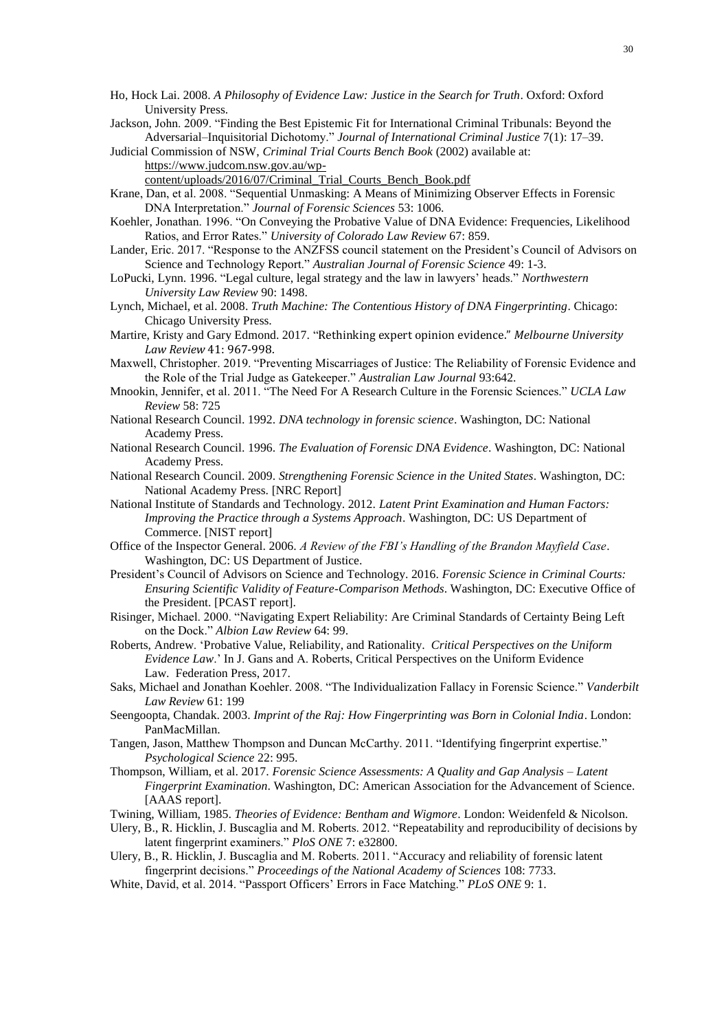Ho, Hock Lai. 2008. *A Philosophy of Evidence Law: Justice in the Search for Truth*. Oxford: Oxford University Press.

Jackson, John. 2009. "Finding the Best Epistemic Fit for International Criminal Tribunals: Beyond the Adversarial–Inquisitorial Dichotomy." *Journal of International Criminal Justice* 7(1): 17–39.

Judicial Commission of NSW, *Criminal Trial Courts Bench Book* (2002) available at: https://www.judcom.nsw.gov.au/wp-content/uploads/2016/07/Criminal_Trial_Courts_Bench_Book.pdf

Krane, Dan, et al. 2008. "Sequential Unmasking: A Means of Minimizing Observer Effects in Forensic DNA Interpretation." *Journal of Forensic Sciences* 53: 1006.

Koehler, Jonathan. 1996. "On Conveying the Probative Value of DNA Evidence: Frequencies, Likelihood Ratios, and Error Rates." *University of Colorado Law Review* 67: 859.

Lander, Eric. 2017. "Response to the ANZFSS council statement on the President's Council of Advisors on Science and Technology Report." *Australian Journal of Forensic Science* 49: 1-3.

LoPucki, Lynn. 1996. "Legal culture, legal strategy and the law in lawyers' heads." *Northwestern University Law Review* 90: 1498.

Lynch, Michael, et al. 2008. *Truth Machine: The Contentious History of DNA Fingerprinting*. Chicago: Chicago University Press.

Martire, Kristy and Gary Edmond. 2017. "Rethinking expert opinion evidence." *Melbourne University Law Review* 41: 967-998.

Maxwell, Christopher. 2019. "Preventing Miscarriages of Justice: The Reliability of Forensic Evidence and the Role of the Trial Judge as Gatekeeper." *Australian Law Journal* 93:642.

Mnookin, Jennifer, et al. 2011. "The Need For A Research Culture in the Forensic Sciences." *UCLA Law Review* 58: 725

National Research Council. 1992. *DNA technology in forensic science*. Washington, DC: National Academy Press.

National Research Council. 1996. *The Evaluation of Forensic DNA Evidence*. Washington, DC: National Academy Press.

National Research Council. 2009. *Strengthening Forensic Science in the United States*. Washington, DC: National Academy Press. [NRC Report]

National Institute of Standards and Technology. 2012. *Latent Print Examination and Human Factors: Improving the Practice through a Systems Approach*. Washington, DC: US Department of Commerce. [NIST report]

Office of the Inspector General. 2006. *A Review of the FBI's Handling of the Brandon Mayfield Case*. Washington, DC: US Department of Justice.

President's Council of Advisors on Science and Technology. 2016. *Forensic Science in Criminal Courts: Ensuring Scientific Validity of Feature-Comparison Methods*. Washington, DC: Executive Office of the President. [PCAST report].

Risinger, Michael. 2000. "Navigating Expert Reliability: Are Criminal Standards of Certainty Being Left on the Dock." *Albion Law Review* 64: 99.

Roberts, Andrew. 'Probative Value, Reliability, and Rationality. *Critical Perspectives on the Uniform Evidence Law*.' In J. Gans and A. Roberts, Critical Perspectives on the Uniform Evidence Law. Federation Press, 2017.

Saks, Michael and Jonathan Koehler. 2008. "The Individualization Fallacy in Forensic Science." *Vanderbilt Law Review* 61: 199

Seengoopta, Chandak. 2003. *Imprint of the Raj: How Fingerprinting was Born in Colonial India*. London: PanMacMillan.

Tangen, Jason, Matthew Thompson and Duncan McCarthy. 2011. "Identifying fingerprint expertise." *Psychological Science* 22: 995.

Thompson, William, et al. 2017. *Forensic Science Assessments: A Quality and Gap Analysis – Latent Fingerprint Examination*. Washington, DC: American Association for the Advancement of Science. [AAAS report].

Twining, William, 1985. *Theories of Evidence: Bentham and Wigmore*. London: Weidenfeld & Nicolson.

Ulery, B., R. Hicklin, J. Buscaglia and M. Roberts. 2012. "Repeatability and reproducibility of decisions by latent fingerprint examiners." *PloS ONE* 7: e32800.

Ulery, B., R. Hicklin, J. Buscaglia and M. Roberts. 2011. "Accuracy and reliability of forensic latent fingerprint decisions." *Proceedings of the National Academy of Sciences* 108: 7733.

White, David, et al. 2014. "Passport Officers' Errors in Face Matching." *PLoS ONE* 9: 1.